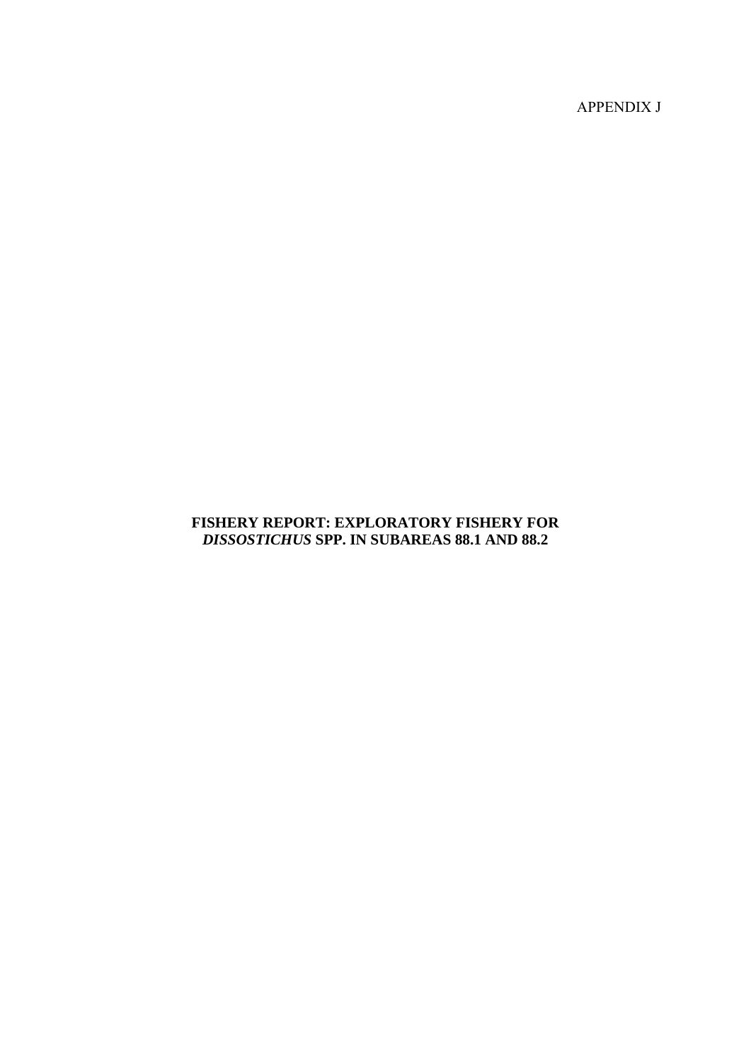APPENDIX J

# FISHERY REPORT: EXPLORATORY FISHERY FOR *DISSOSTICHUS* SPP. IN SUBAREAS 88.1 AND 88.2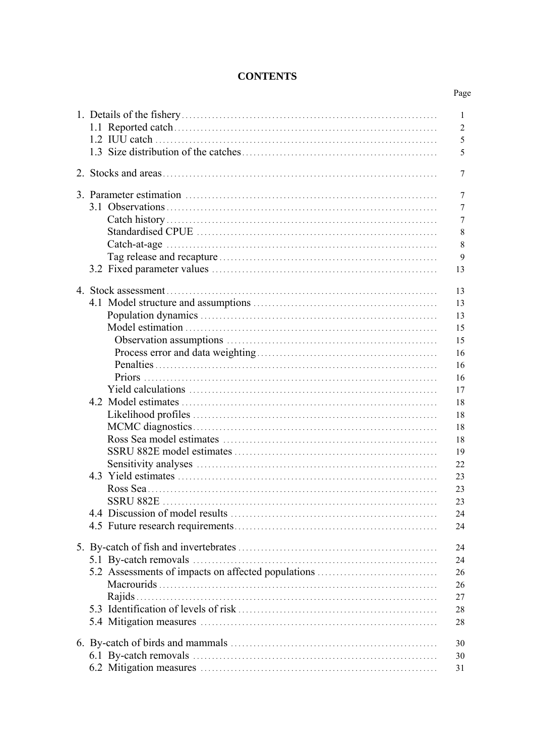# CONTENTS

| | Page |
|---|---|
| 1. Details of the fishery | 1 |
| 1.1 Reported catch | 2 |
| 1.2 IUU catch | 5 |
| 1.3 Size distribution of the catches | 5 |
| 2. Stocks and areas | 7 |
| 3. Parameter estimation | 7 |
| 3.1 Observations | 7 |
| Catch history | 7 |
| Standardised CPUE | 8 |
| Catch-at-age | 8 |
| Tag release and recapture | 9 |
| 3.2 Fixed parameter values | 13 |
| 4. Stock assessment | 13 |
| 4.1 Model structure and assumptions | 13 |
| Population dynamics | 13 |
| Model estimation | 15 |
| Observation assumptions | 15 |
| Process error and data weighting | 16 |
| Penalties | 16 |
| Priors | 16 |
| Yield calculations | 17 |
| 4.2 Model estimates | 18 |
| Likelihood profiles | 18 |
| MCMC diagnostics | 18 |
| Ross Sea model estimates | 18 |
| SSRU 882E model estimates | 19 |
| Sensitivity analyses | 22 |
| 4.3 Yield estimates | 23 |
| Ross Sea | 23 |
| SSRU 882E | 23 |
| 4.4 Discussion of model results | 24 |
| 4.5 Future research requirements | 24 |
| 5. By-catch of fish and invertebrates | 24 |
| 5.1 By-catch removals | 24 |
| 5.2 Assessments of impacts on affected populations | 26 |
| Macrourids | 26 |
| Rajids | 27 |
| 5.3 Identification of levels of risk | 28 |
| 5.4 Mitigation measures | 28 |
| 6. By-catch of birds and mammals | 30 |
| 6.1 By-catch removals | 30 |
| 6.2 Mitigation measures | 31 |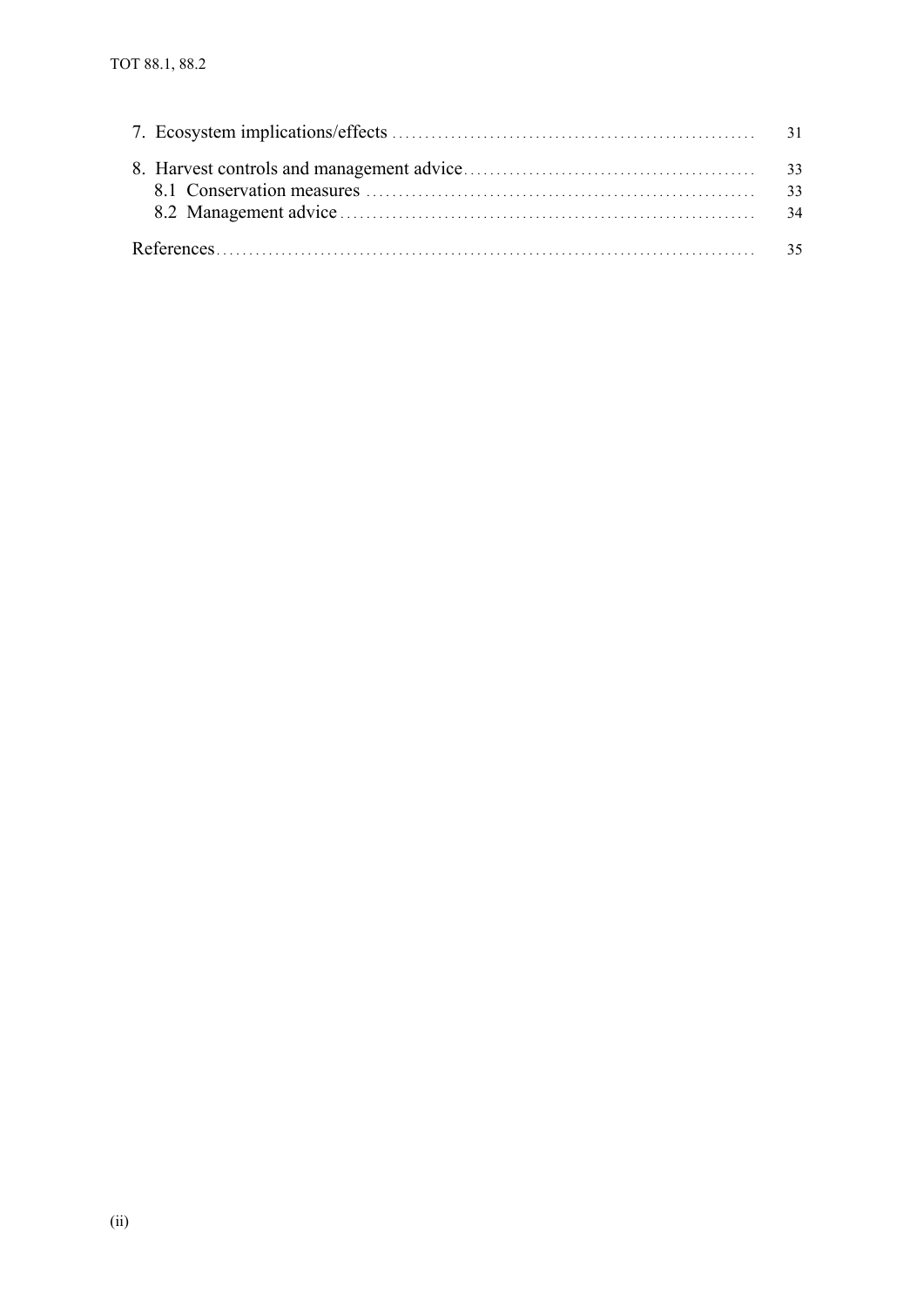7. Ecosystem implications/effects ........................................................ 31

8. Harvest controls and management advice ............................................ 33
   8.1 Conservation measures ............................................................ 33
   8.2 Management advice ................................................................ 34

References ........................................................................................ 35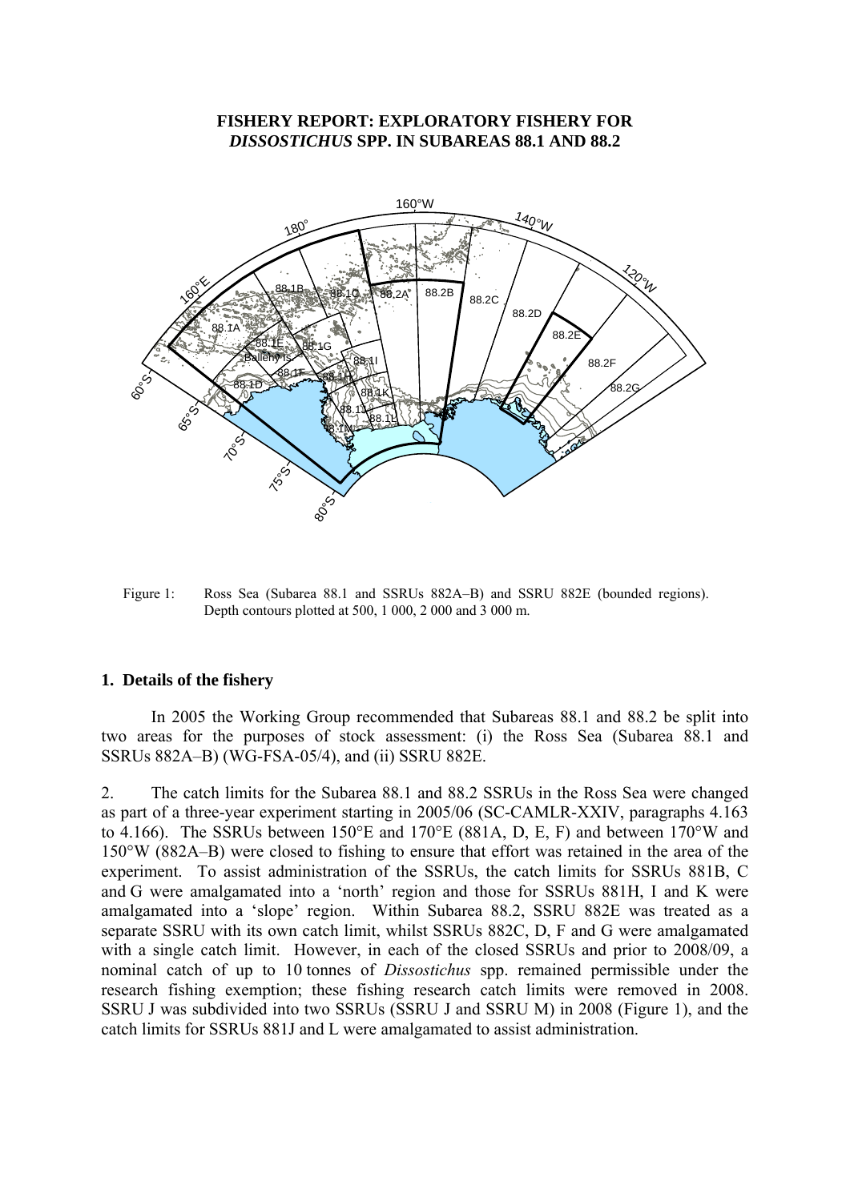# FISHERY REPORT: EXPLORATORY FISHERY FOR *DISSOSTICHUS* SPP. IN SUBAREAS 88.1 AND 88.2

Figure 1: Ross Sea (Subarea 88.1 and SSRUs 882A–B) and SSRU 882E (bounded regions). Depth contours plotted at 500, 1 000, 2 000 and 3 000 m.

## 1. Details of the fishery

In 2005 the Working Group recommended that Subareas 88.1 and 88.2 be split into two areas for the purposes of stock assessment: (i) the Ross Sea (Subarea 88.1 and SSRUs 882A–B) (WG-FSA-05/4), and (ii) SSRU 882E.

2. The catch limits for the Subarea 88.1 and 88.2 SSRUs in the Ross Sea were changed as part of a three-year experiment starting in 2005/06 (SC-CAMLR-XXIV, paragraphs 4.163 to 4.166). The SSRUs between 150°E and 170°E (881A, D, E, F) and between 170°W and 150°W (882A–B) were closed to fishing to ensure that effort was retained in the area of the experiment. To assist administration of the SSRUs, the catch limits for SSRUs 881B, C and G were amalgamated into a 'north' region and those for SSRUs 881H, I and K were amalgamated into a 'slope' region. Within Subarea 88.2, SSRU 882E was treated as a separate SSRU with its own catch limit, whilst SSRUs 882C, D, F and G were amalgamated with a single catch limit. However, in each of the closed SSRUs and prior to 2008/09, a nominal catch of up to 10 tonnes of *Dissostichus* spp. remained permissible under the research fishing exemption; these fishing research catch limits were removed in 2008. SSRU J was subdivided into two SSRUs (SSRU J and SSRU M) in 2008 (Figure 1), and the catch limits for SSRUs 881J and L were amalgamated to assist administration.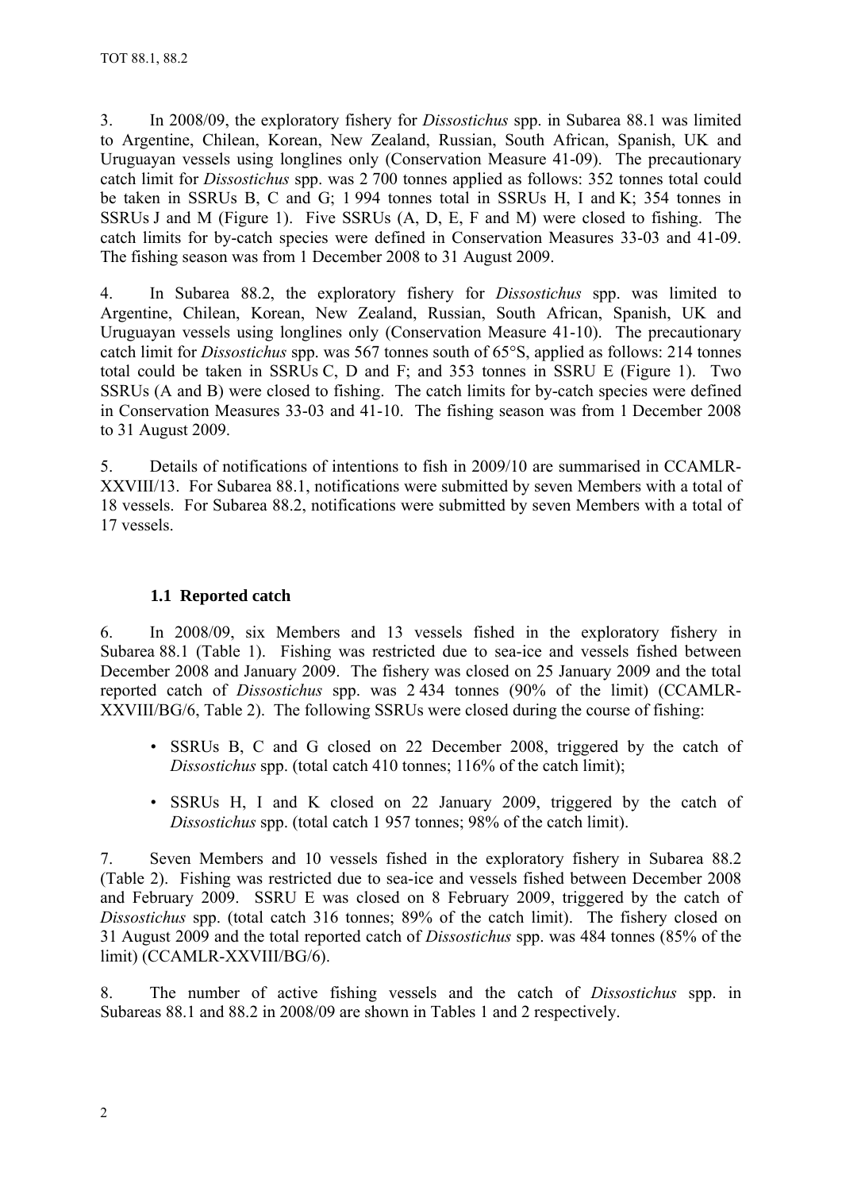3. In 2008/09, the exploratory fishery for *Dissostichus* spp. in Subarea 88.1 was limited to Argentine, Chilean, Korean, New Zealand, Russian, South African, Spanish, UK and Uruguayan vessels using longlines only (Conservation Measure 41-09). The precautionary catch limit for *Dissostichus* spp. was 2 700 tonnes applied as follows: 352 tonnes total could be taken in SSRUs B, C and G; 1 994 tonnes total in SSRUs H, I and K; 354 tonnes in SSRUs J and M (Figure 1). Five SSRUs (A, D, E, F and M) were closed to fishing. The catch limits for by-catch species were defined in Conservation Measures 33-03 and 41-09. The fishing season was from 1 December 2008 to 31 August 2009.

4. In Subarea 88.2, the exploratory fishery for *Dissostichus* spp. was limited to Argentine, Chilean, Korean, New Zealand, Russian, South African, Spanish, UK and Uruguayan vessels using longlines only (Conservation Measure 41-10). The precautionary catch limit for *Dissostichus* spp. was 567 tonnes south of 65°S, applied as follows: 214 tonnes total could be taken in SSRUs C, D and F; and 353 tonnes in SSRU E (Figure 1). Two SSRUs (A and B) were closed to fishing. The catch limits for by-catch species were defined in Conservation Measures 33-03 and 41-10. The fishing season was from 1 December 2008 to 31 August 2009.

5. Details of notifications of intentions to fish in 2009/10 are summarised in CCAMLR-XXVIII/13. For Subarea 88.1, notifications were submitted by seven Members with a total of 18 vessels. For Subarea 88.2, notifications were submitted by seven Members with a total of 17 vessels.

### 1.1 Reported catch

6. In 2008/09, six Members and 13 vessels fished in the exploratory fishery in Subarea 88.1 (Table 1). Fishing was restricted due to sea-ice and vessels fished between December 2008 and January 2009. The fishery was closed on 25 January 2009 and the total reported catch of *Dissostichus* spp. was 2 434 tonnes (90% of the limit) (CCAMLR-XXVIII/BG/6, Table 2). The following SSRUs were closed during the course of fishing:

- SSRUs B, C and G closed on 22 December 2008, triggered by the catch of *Dissostichus* spp. (total catch 410 tonnes; 116% of the catch limit);
- SSRUs H, I and K closed on 22 January 2009, triggered by the catch of *Dissostichus* spp. (total catch 1 957 tonnes; 98% of the catch limit).

7. Seven Members and 10 vessels fished in the exploratory fishery in Subarea 88.2 (Table 2). Fishing was restricted due to sea-ice and vessels fished between December 2008 and February 2009. SSRU E was closed on 8 February 2009, triggered by the catch of *Dissostichus* spp. (total catch 316 tonnes; 89% of the catch limit). The fishery closed on 31 August 2009 and the total reported catch of *Dissostichus* spp. was 484 tonnes (85% of the limit) (CCAMLR-XXVIII/BG/6).

8. The number of active fishing vessels and the catch of *Dissostichus* spp. in Subareas 88.1 and 88.2 in 2008/09 are shown in Tables 1 and 2 respectively.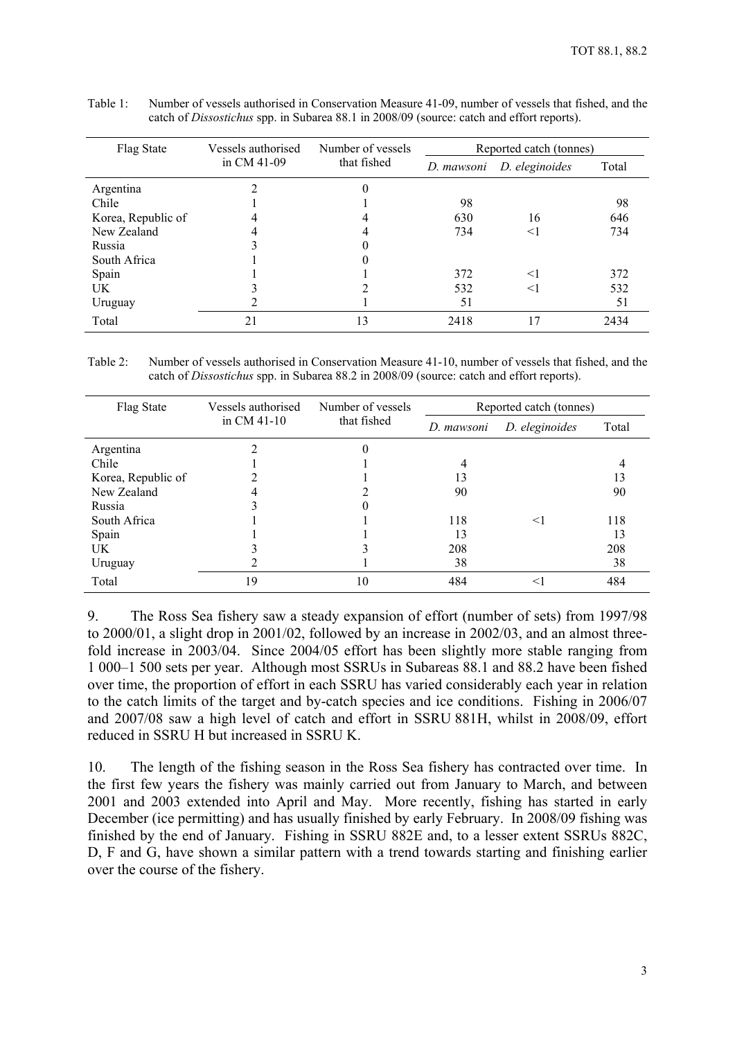Table 1: Number of vessels authorised in Conservation Measure 41-09, number of vessels that fished, and the catch of *Dissostichus* spp. in Subarea 88.1 in 2008/09 (source: catch and effort reports).

| Flag State | Vessels authorised in CM 41-09 | Number of vessels that fished | Reported catch (tonnes) | | |
|---|---|---|---|---|---|
| | | | *D. mawsoni* | *D. eleginoides* | Total |
| Argentina | 2 | 0 | | | |
| Chile | 1 | 1 | 98 | | 98 |
| Korea, Republic of | 4 | 4 | 630 | 16 | 646 |
| New Zealand | 4 | 4 | 734 | <1 | 734 |
| Russia | 3 | 0 | | | |
| South Africa | 1 | 0 | | | |
| Spain | 1 | 1 | 372 | <1 | 372 |
| UK | 3 | 2 | 532 | <1 | 532 |
| Uruguay | 2 | 1 | 51 | | 51 |
| Total | 21 | 13 | 2418 | 17 | 2434 |

Table 2: Number of vessels authorised in Conservation Measure 41-10, number of vessels that fished, and the catch of *Dissostichus* spp. in Subarea 88.2 in 2008/09 (source: catch and effort reports).

| Flag State | Vessels authorised in CM 41-10 | Number of vessels that fished | Reported catch (tonnes) | | |
|---|---|---|---|---|---|
| | | | *D. mawsoni* | *D. eleginoides* | Total |
| Argentina | 2 | 0 | | | |
| Chile | 1 | 1 | 4 | | 4 |
| Korea, Republic of | 2 | 1 | 13 | | 13 |
| New Zealand | 4 | 2 | 90 | | 90 |
| Russia | 3 | 0 | | | |
| South Africa | 1 | 1 | 118 | <1 | 118 |
| Spain | 1 | 1 | 13 | | 13 |
| UK | 3 | 3 | 208 | | 208 |
| Uruguay | 2 | 1 | 38 | | 38 |
| Total | 19 | 10 | 484 | <1 | 484 |

9. The Ross Sea fishery saw a steady expansion of effort (number of sets) from 1997/98 to 2000/01, a slight drop in 2001/02, followed by an increase in 2002/03, and an almost three-fold increase in 2003/04. Since 2004/05 effort has been slightly more stable ranging from 1 000–1 500 sets per year. Although most SSRUs in Subareas 88.1 and 88.2 have been fished over time, the proportion of effort in each SSRU has varied considerably each year in relation to the catch limits of the target and by-catch species and ice conditions. Fishing in 2006/07 and 2007/08 saw a high level of catch and effort in SSRU 881H, whilst in 2008/09, effort reduced in SSRU H but increased in SSRU K.

10. The length of the fishing season in the Ross Sea fishery has contracted over time. In the first few years the fishery was mainly carried out from January to March, and between 2001 and 2003 extended into April and May. More recently, fishing has started in early December (ice permitting) and has usually finished by early February. In 2008/09 fishing was finished by the end of January. Fishing in SSRU 882E and, to a lesser extent SSRUs 882C, D, F and G, have shown a similar pattern with a trend towards starting and finishing earlier over the course of the fishery.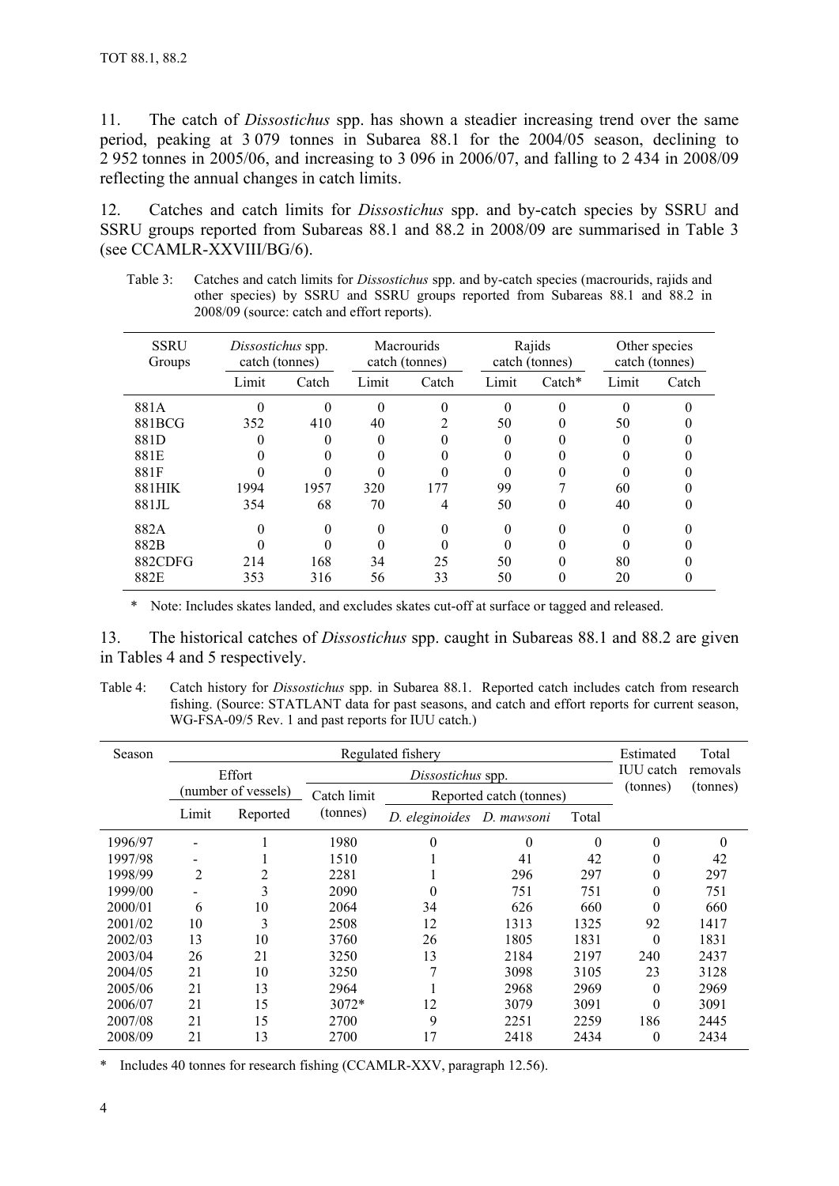11. The catch of *Dissostichus* spp. has shown a steadier increasing trend over the same period, peaking at 3 079 tonnes in Subarea 88.1 for the 2004/05 season, declining to 2 952 tonnes in 2005/06, and increasing to 3 096 in 2006/07, and falling to 2 434 in 2008/09 reflecting the annual changes in catch limits.

12. Catches and catch limits for *Dissostichus* spp. and by-catch species by SSRU and SSRU groups reported from Subareas 88.1 and 88.2 in 2008/09 are summarised in Table 3 (see CCAMLR-XXVIII/BG/6).

Table 3: Catches and catch limits for *Dissostichus* spp. and by-catch species (macrourids, rajids and other species) by SSRU and SSRU groups reported from Subareas 88.1 and 88.2 in 2008/09 (source: catch and effort reports).

| SSRU Groups | *Dissostichus* spp. catch (tonnes) | | Macrourids catch (tonnes) | | Rajids catch (tonnes) | | Other species catch (tonnes) | |
|---|---|---|---|---|---|---|---|---|
| | Limit | Catch | Limit | Catch | Limit | Catch* | Limit | Catch |
| 881A | 0 | 0 | 0 | 0 | 0 | 0 | 0 | 0 |
| 881BCG | 352 | 410 | 40 | 2 | 50 | 0 | 50 | 0 |
| 881D | 0 | 0 | 0 | 0 | 0 | 0 | 0 | 0 |
| 881E | 0 | 0 | 0 | 0 | 0 | 0 | 0 | 0 |
| 881F | 0 | 0 | 0 | 0 | 0 | 0 | 0 | 0 |
| 881HIK | 1994 | 1957 | 320 | 177 | 99 | 7 | 60 | 0 |
| 881JL | 354 | 68 | 70 | 4 | 50 | 0 | 40 | 0 |
| 882A | 0 | 0 | 0 | 0 | 0 | 0 | 0 | 0 |
| 882B | 0 | 0 | 0 | 0 | 0 | 0 | 0 | 0 |
| 882CDFG | 214 | 168 | 34 | 25 | 50 | 0 | 80 | 0 |
| 882E | 353 | 316 | 56 | 33 | 50 | 0 | 20 | 0 |

\* Note: Includes skates landed, and excludes skates cut-off at surface or tagged and released.

13. The historical catches of *Dissostichus* spp. caught in Subareas 88.1 and 88.2 are given in Tables 4 and 5 respectively.

Table 4: Catch history for *Dissostichus* spp. in Subarea 88.1. Reported catch includes catch from research fishing. (Source: STATLANT data for past seasons, and catch and effort reports for current season, WG-FSA-09/5 Rev. 1 and past reports for IUU catch.)

| Season | Regulated fishery | | | | | | Estimated IUU catch (tonnes) | Total removals (tonnes) |
|---|---|---|---|---|---|---|---|---|
| | Effort (number of vessels) | | *Dissostichus* spp. | | | | | |
| | | | Catch limit (tonnes) | Reported catch (tonnes) | | | | |
| | Limit | Reported | | *D. eleginoides* | *D. mawsoni* | Total | | |
| 1996/97 | - | 1 | 1980 | 0 | 0 | 0 | 0 | 0 |
| 1997/98 | - | 1 | 1510 | 1 | 41 | 42 | 0 | 42 |
| 1998/99 | 2 | 2 | 2281 | 1 | 296 | 297 | 0 | 297 |
| 1999/00 | - | 3 | 2090 | 0 | 751 | 751 | 0 | 751 |
| 2000/01 | 6 | 10 | 2064 | 34 | 626 | 660 | 0 | 660 |
| 2001/02 | 10 | 3 | 2508 | 12 | 1313 | 1325 | 92 | 1417 |
| 2002/03 | 13 | 10 | 3760 | 26 | 1805 | 1831 | 0 | 1831 |
| 2003/04 | 26 | 21 | 3250 | 13 | 2184 | 2197 | 240 | 2437 |
| 2004/05 | 21 | 10 | 3250 | 7 | 3098 | 3105 | 23 | 3128 |
| 2005/06 | 21 | 13 | 2964 | 1 | 2968 | 2969 | 0 | 2969 |
| 2006/07 | 21 | 15 | 3072* | 12 | 3079 | 3091 | 0 | 3091 |
| 2007/08 | 21 | 15 | 2700 | 9 | 2251 | 2259 | 186 | 2445 |
| 2008/09 | 21 | 13 | 2700 | 17 | 2418 | 2434 | 0 | 2434 |

\* Includes 40 tonnes for research fishing (CCAMLR-XXV, paragraph 12.56).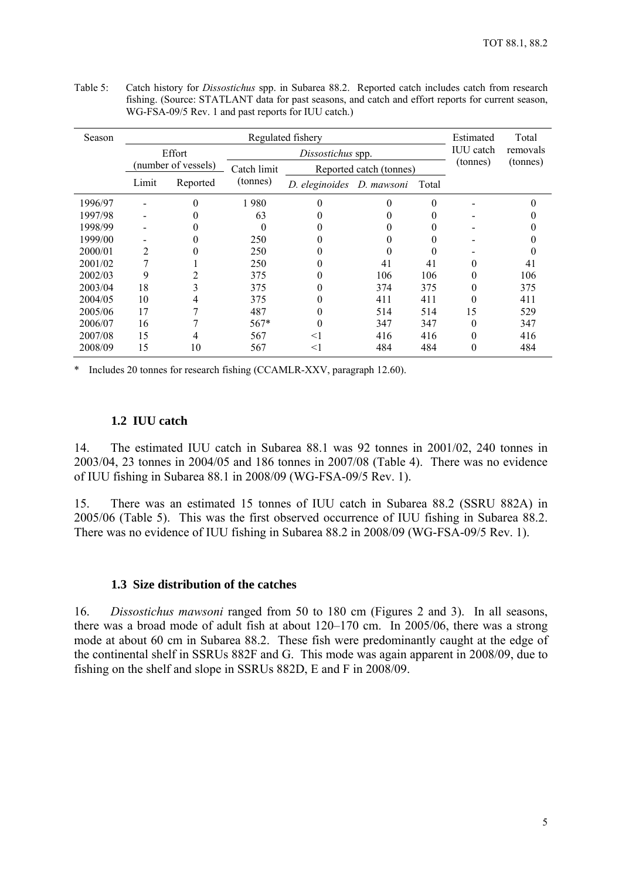Table 5: Catch history for *Dissostichus* spp. in Subarea 88.2. Reported catch includes catch from research fishing. (Source: STATLANT data for past seasons, and catch and effort reports for current season, WG-FSA-09/5 Rev. 1 and past reports for IUU catch.)

| Season | Regulated fishery | | | | | | Estimated IUU catch (tonnes) | Total removals (tonnes) |
|---|---|---|---|---|---|---|---|---|
| | Effort (number of vessels) | | *Dissostichus* spp. | | | | | |
| | | | Catch limit (tonnes) | Reported catch (tonnes) | | | | |
| | Limit | Reported | | *D. eleginoides* | *D. mawsoni* | Total | | |
| 1996/97 | - | 0 | 1 980 | 0 | 0 | 0 | - | 0 |
| 1997/98 | - | 0 | 63 | 0 | 0 | 0 | - | 0 |
| 1998/99 | - | 0 | 0 | 0 | 0 | 0 | - | 0 |
| 1999/00 | - | 0 | 250 | 0 | 0 | 0 | - | 0 |
| 2000/01 | 2 | 0 | 250 | 0 | 0 | 0 | - | 0 |
| 2001/02 | 7 | 1 | 250 | 0 | 41 | 41 | 0 | 41 |
| 2002/03 | 9 | 2 | 375 | 0 | 106 | 106 | 0 | 106 |
| 2003/04 | 18 | 3 | 375 | 0 | 374 | 375 | 0 | 375 |
| 2004/05 | 10 | 4 | 375 | 0 | 411 | 411 | 0 | 411 |
| 2005/06 | 17 | 7 | 487 | 0 | 514 | 514 | 15 | 529 |
| 2006/07 | 16 | 7 | 567* | 0 | 347 | 347 | 0 | 347 |
| 2007/08 | 15 | 4 | 567 | <1 | 416 | 416 | 0 | 416 |
| 2008/09 | 15 | 10 | 567 | <1 | 484 | 484 | 0 | 484 |

\* Includes 20 tonnes for research fishing (CCAMLR-XXV, paragraph 12.60).

### 1.2 IUU catch

14. The estimated IUU catch in Subarea 88.1 was 92 tonnes in 2001/02, 240 tonnes in 2003/04, 23 tonnes in 2004/05 and 186 tonnes in 2007/08 (Table 4). There was no evidence of IUU fishing in Subarea 88.1 in 2008/09 (WG-FSA-09/5 Rev. 1).

15. There was an estimated 15 tonnes of IUU catch in Subarea 88.2 (SSRU 882A) in 2005/06 (Table 5). This was the first observed occurrence of IUU fishing in Subarea 88.2. There was no evidence of IUU fishing in Subarea 88.2 in 2008/09 (WG-FSA-09/5 Rev. 1).

### 1.3 Size distribution of the catches

16. *Dissostichus mawsoni* ranged from 50 to 180 cm (Figures 2 and 3). In all seasons, there was a broad mode of adult fish at about 120–170 cm. In 2005/06, there was a strong mode at about 60 cm in Subarea 88.2. These fish were predominantly caught at the edge of the continental shelf in SSRUs 882F and G. This mode was again apparent in 2008/09, due to fishing on the shelf and slope in SSRUs 882D, E and F in 2008/09.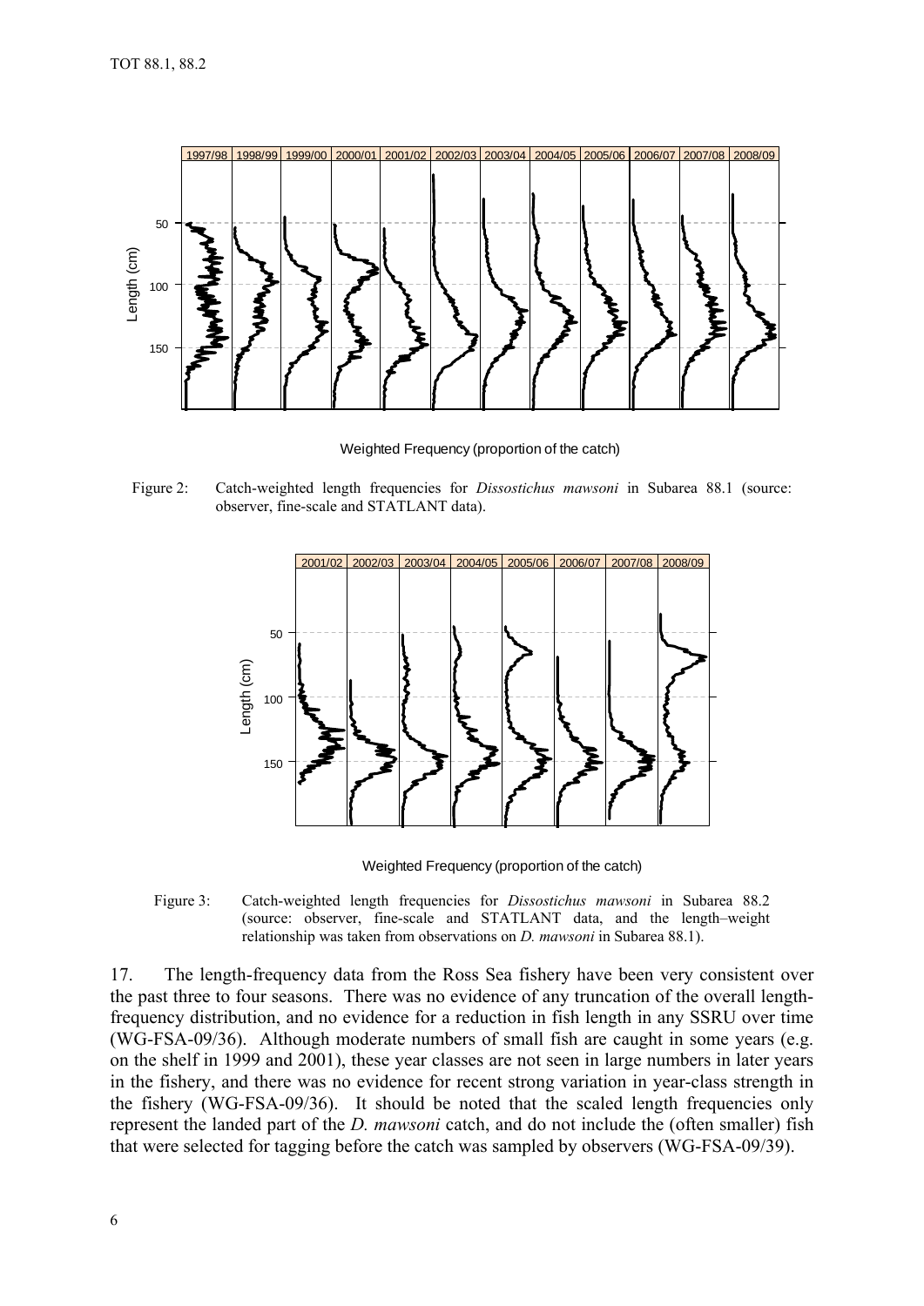Figure 2: Catch-weighted length frequencies for *Dissostichus mawsoni* in Subarea 88.1 (source: observer, fine-scale and STATLANT data).

Figure 3: Catch-weighted length frequencies for *Dissostichus mawsoni* in Subarea 88.2 (source: observer, fine-scale and STATLANT data, and the length–weight relationship was taken from observations on *D. mawsoni* in Subarea 88.1).

17. The length-frequency data from the Ross Sea fishery have been very consistent over the past three to four seasons. There was no evidence of any truncation of the overall length-frequency distribution, and no evidence for a reduction in fish length in any SSRU over time (WG-FSA-09/36). Although moderate numbers of small fish are caught in some years (e.g. on the shelf in 1999 and 2001), these year classes are not seen in large numbers in later years in the fishery, and there was no evidence for recent strong variation in year-class strength in the fishery (WG-FSA-09/36). It should be noted that the scaled length frequencies only represent the landed part of the *D. mawsoni* catch, and do not include the (often smaller) fish that were selected for tagging before the catch was sampled by observers (WG-FSA-09/39).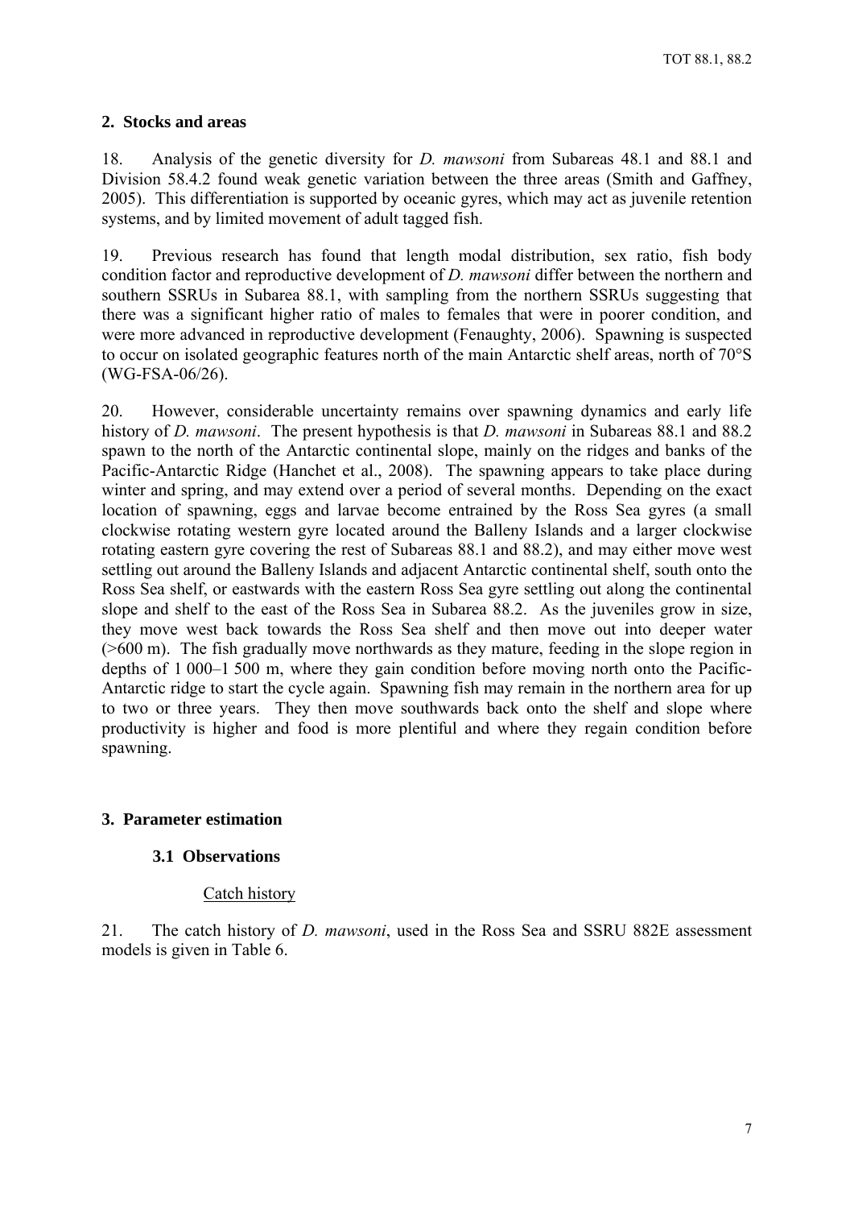## 2. Stocks and areas

18. Analysis of the genetic diversity for *D. mawsoni* from Subareas 48.1 and 88.1 and Division 58.4.2 found weak genetic variation between the three areas (Smith and Gaffney, 2005). This differentiation is supported by oceanic gyres, which may act as juvenile retention systems, and by limited movement of adult tagged fish.

19. Previous research has found that length modal distribution, sex ratio, fish body condition factor and reproductive development of *D. mawsoni* differ between the northern and southern SSRUs in Subarea 88.1, with sampling from the northern SSRUs suggesting that there was a significant higher ratio of males to females that were in poorer condition, and were more advanced in reproductive development (Fenaughty, 2006). Spawning is suspected to occur on isolated geographic features north of the main Antarctic shelf areas, north of 70°S (WG-FSA-06/26).

20. However, considerable uncertainty remains over spawning dynamics and early life history of *D. mawsoni*. The present hypothesis is that *D. mawsoni* in Subareas 88.1 and 88.2 spawn to the north of the Antarctic continental slope, mainly on the ridges and banks of the Pacific-Antarctic Ridge (Hanchet et al., 2008). The spawning appears to take place during winter and spring, and may extend over a period of several months. Depending on the exact location of spawning, eggs and larvae become entrained by the Ross Sea gyres (a small clockwise rotating western gyre located around the Balleny Islands and a larger clockwise rotating eastern gyre covering the rest of Subareas 88.1 and 88.2), and may either move west settling out around the Balleny Islands and adjacent Antarctic continental shelf, south onto the Ross Sea shelf, or eastwards with the eastern Ross Sea gyre settling out along the continental slope and shelf to the east of the Ross Sea in Subarea 88.2. As the juveniles grow in size, they move west back towards the Ross Sea shelf and then move out into deeper water (>600 m). The fish gradually move northwards as they mature, feeding in the slope region in depths of 1 000–1 500 m, where they gain condition before moving north onto the Pacific-Antarctic ridge to start the cycle again. Spawning fish may remain in the northern area for up to two or three years. They then move southwards back onto the shelf and slope where productivity is higher and food is more plentiful and where they regain condition before spawning.

## 3. Parameter estimation

### 3.1 Observations

Catch history

21. The catch history of *D. mawsoni*, used in the Ross Sea and SSRU 882E assessment models is given in Table 6.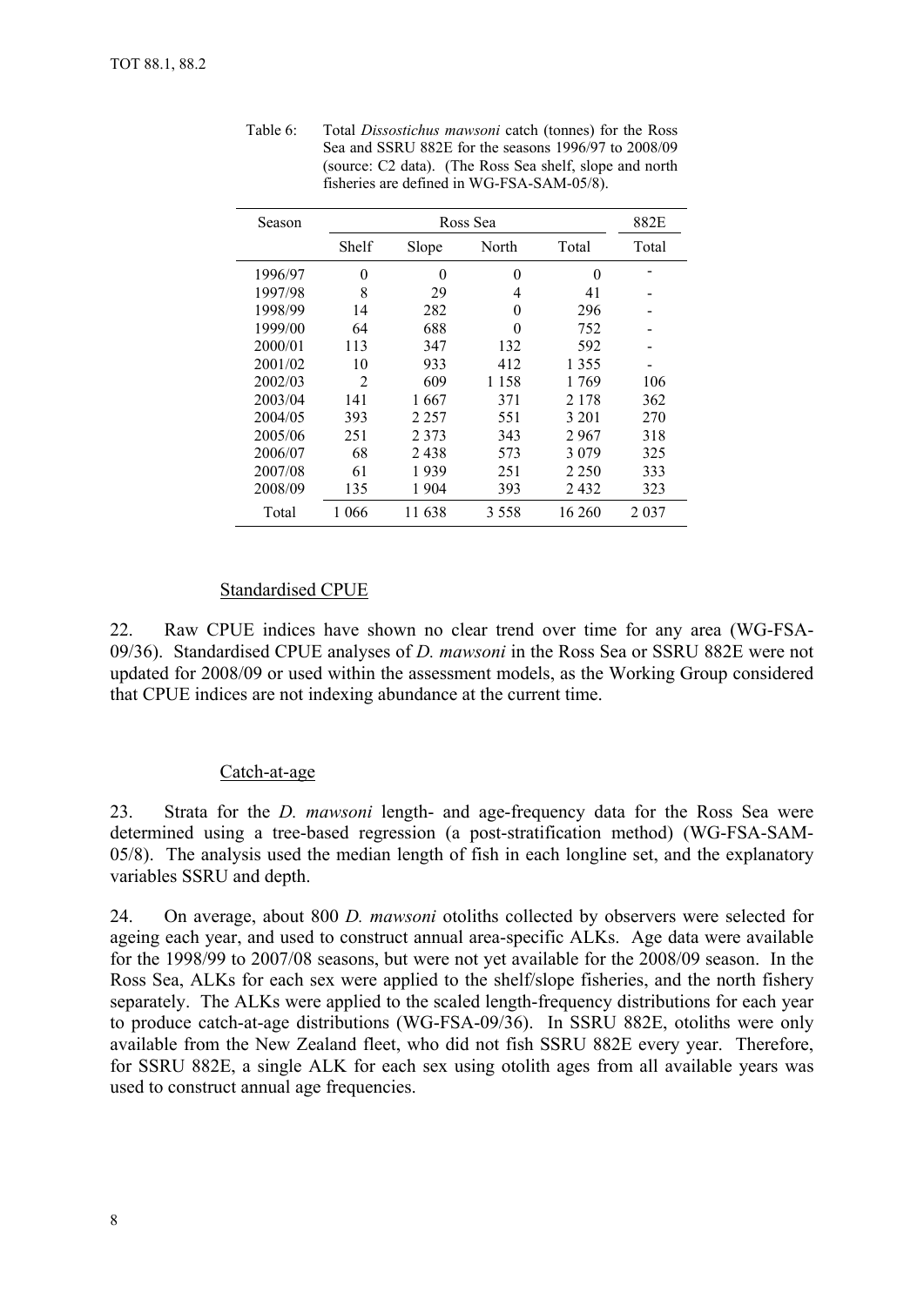Table 6: Total *Dissostichus mawsoni* catch (tonnes) for the Ross Sea and SSRU 882E for the seasons 1996/97 to 2008/09 (source: C2 data). (The Ross Sea shelf, slope and north fisheries are defined in WG-FSA-SAM-05/8).

| Season | Ross Sea | | | | 882E |
|---|---|---|---|---|---|
| | Shelf | Slope | North | Total | Total |
| 1996/97 | 0 | 0 | 0 | 0 | - |
| 1997/98 | 8 | 29 | 4 | 41 | - |
| 1998/99 | 14 | 282 | 0 | 296 | - |
| 1999/00 | 64 | 688 | 0 | 752 | - |
| 2000/01 | 113 | 347 | 132 | 592 | - |
| 2001/02 | 10 | 933 | 412 | 1 355 | - |
| 2002/03 | 2 | 609 | 1 158 | 1 769 | 106 |
| 2003/04 | 141 | 1 667 | 371 | 2 178 | 362 |
| 2004/05 | 393 | 2 257 | 551 | 3 201 | 270 |
| 2005/06 | 251 | 2 373 | 343 | 2 967 | 318 |
| 2006/07 | 68 | 2 438 | 573 | 3 079 | 325 |
| 2007/08 | 61 | 1 939 | 251 | 2 250 | 333 |
| 2008/09 | 135 | 1 904 | 393 | 2 432 | 323 |
| Total | 1 066 | 11 638 | 3 558 | 16 260 | 2 037 |

### Standardised CPUE

22. Raw CPUE indices have shown no clear trend over time for any area (WG-FSA-09/36). Standardised CPUE analyses of *D. mawsoni* in the Ross Sea or SSRU 882E were not updated for 2008/09 or used within the assessment models, as the Working Group considered that CPUE indices are not indexing abundance at the current time.

### Catch-at-age

23. Strata for the *D. mawsoni* length- and age-frequency data for the Ross Sea were determined using a tree-based regression (a post-stratification method) (WG-FSA-SAM-05/8). The analysis used the median length of fish in each longline set, and the explanatory variables SSRU and depth.

24. On average, about 800 *D. mawsoni* otoliths collected by observers were selected for ageing each year, and used to construct annual area-specific ALKs. Age data were available for the 1998/99 to 2007/08 seasons, but were not yet available for the 2008/09 season. In the Ross Sea, ALKs for each sex were applied to the shelf/slope fisheries, and the north fishery separately. The ALKs were applied to the scaled length-frequency distributions for each year to produce catch-at-age distributions (WG-FSA-09/36). In SSRU 882E, otoliths were only available from the New Zealand fleet, who did not fish SSRU 882E every year. Therefore, for SSRU 882E, a single ALK for each sex using otolith ages from all available years was used to construct annual age frequencies.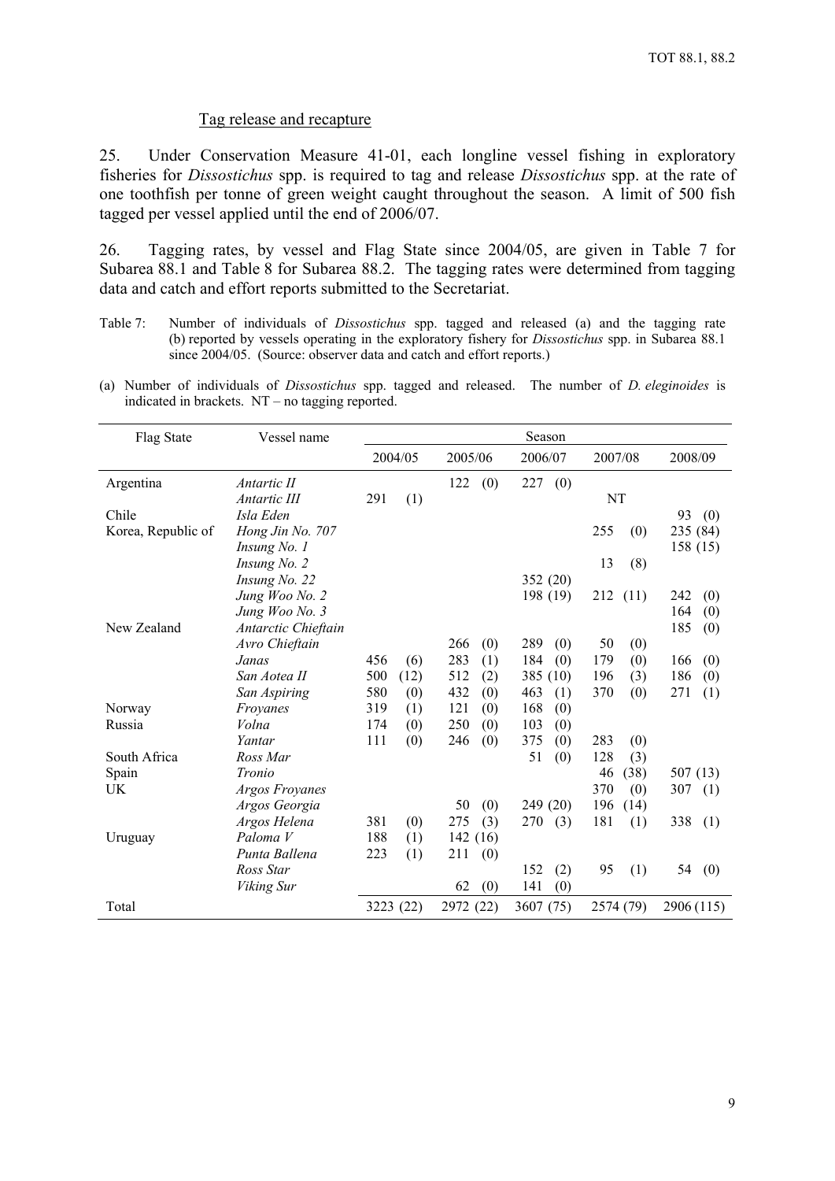### Tag release and recapture

25. Under Conservation Measure 41-01, each longline vessel fishing in exploratory fisheries for *Dissostichus* spp. is required to tag and release *Dissostichus* spp. at the rate of one toothfish per tonne of green weight caught throughout the season. A limit of 500 fish tagged per vessel applied until the end of 2006/07.

26. Tagging rates, by vessel and Flag State since 2004/05, are given in Table 7 for Subarea 88.1 and Table 8 for Subarea 88.2. The tagging rates were determined from tagging data and catch and effort reports submitted to the Secretariat.

Table 7: Number of individuals of *Dissostichus* spp. tagged and released (a) and the tagging rate (b) reported by vessels operating in the exploratory fishery for *Dissostichus* spp. in Subarea 88.1 since 2004/05. (Source: observer data and catch and effort reports.)

(a) Number of individuals of *Dissostichus* spp. tagged and released. The number of *D. eleginoides* is indicated in brackets. NT – no tagging reported.

| Flag State | Vessel name | Season | | | | |
|---|---|---|---|---|---|---|
| | | 2004/05 | 2005/06 | 2006/07 | 2007/08 | 2008/09 |
| Argentina | *Antartic II* | | 122 (0) | 227 (0) | | |
| | *Antartic III* | 291 (1) | | | NT | |
| Chile | *Isla Eden* | | | | | 93 (0) |
| Korea, Republic of | *Hong Jin No. 707* | | | | 255 (0) | 235 (84) |
| | *Insung No. 1* | | | | | 158 (15) |
| | *Insung No. 2* | | | | 13 (8) | |
| | *Insung No. 22* | | | 352 (20) | | |
| | *Jung Woo No. 2* | | | 198 (19) | 212 (11) | 242 (0) |
| | *Jung Woo No. 3* | | | | | 164 (0) |
| New Zealand | *Antarctic Chieftain* | | | | | 185 (0) |
| | *Avro Chieftain* | | 266 (0) | 289 (0) | 50 (0) | |
| | *Janas* | 456 (6) | 283 (1) | 184 (0) | 179 (0) | 166 (0) |
| | *San Aotea II* | 500 (12) | 512 (2) | 385 (10) | 196 (3) | 186 (0) |
| | *San Aspiring* | 580 (0) | 432 (0) | 463 (1) | 370 (0) | 271 (1) |
| Norway | *Froyanes* | 319 (1) | 121 (0) | 168 (0) | | |
| Russia | *Volna* | 174 (0) | 250 (0) | 103 (0) | | |
| | *Yantar* | 111 (0) | 246 (0) | 375 (0) | 283 (0) | |
| South Africa | *Ross Mar* | | | 51 (0) | 128 (3) | |
| Spain | *Tronio* | | | | 46 (38) | 507 (13) |
| UK | *Argos Froyanes* | | | | 370 (0) | 307 (1) |
| | *Argos Georgia* | | 50 (0) | 249 (20) | 196 (14) | |
| | *Argos Helena* | 381 (0) | 275 (3) | 270 (3) | 181 (1) | 338 (1) |
| Uruguay | *Paloma V* | 188 (1) | 142 (16) | | | |
| | *Punta Ballena* | 223 (1) | 211 (0) | | | |
| | *Ross Star* | | | 152 (2) | 95 (1) | 54 (0) |
| | *Viking Sur* | | 62 (0) | 141 (0) | | |
| Total | | 3223 (22) | 2972 (22) | 3607 (75) | 2574 (79) | 2906 (115) |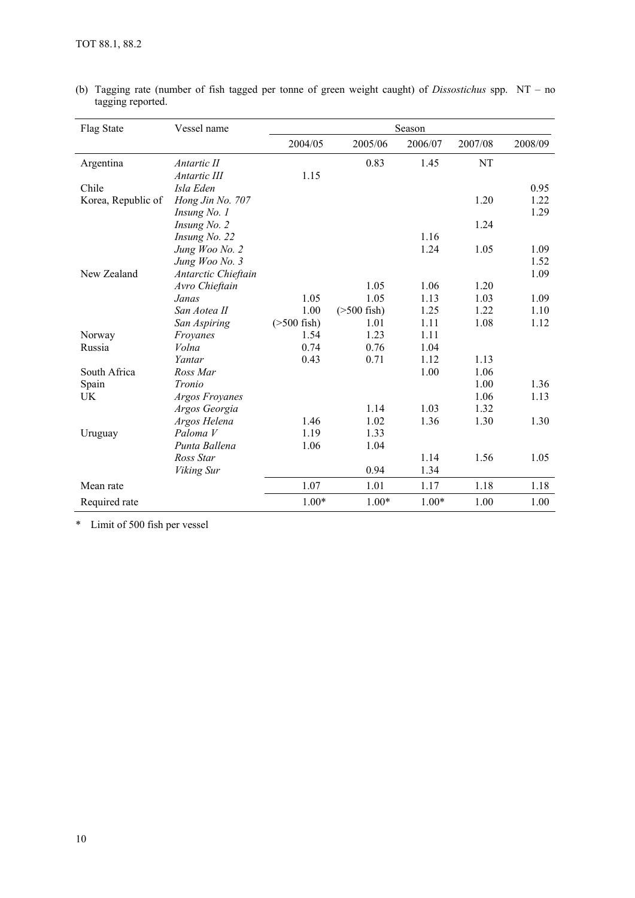(b) Tagging rate (number of fish tagged per tonne of green weight caught) of *Dissostichus* spp. NT – no tagging reported.

| Flag State | Vessel name | Season | | | | |
|---|---|---|---|---|---|---|
| | | 2004/05 | 2005/06 | 2006/07 | 2007/08 | 2008/09 |
| Argentina | *Antartic II* | | 0.83 | 1.45 | NT | |
| | *Antartic III* | 1.15 | | | | |
| Chile | *Isla Eden* | | | | | 0.95 |
| Korea, Republic of | *Hong Jin No. 707* | | | | 1.20 | 1.22 |
| | *Insung No. 1* | | | | | 1.29 |
| | *Insung No. 2* | | | | 1.24 | |
| | *Insung No. 22* | | | 1.16 | | |
| | *Jung Woo No. 2* | | | 1.24 | 1.05 | 1.09 |
| | *Jung Woo No. 3* | | | | | 1.52 |
| New Zealand | *Antarctic Chieftain* | | | | | 1.09 |
| | *Avro Chieftain* | | 1.05 | 1.06 | 1.20 | |
| | *Janas* | 1.05 | 1.05 | 1.13 | 1.03 | 1.09 |
| | *San Aotea II* | 1.00 | (>500 fish) | 1.25 | 1.22 | 1.10 |
| | *San Aspiring* | (>500 fish) | 1.01 | 1.11 | 1.08 | 1.12 |
| Norway | *Froyanes* | 1.54 | 1.23 | 1.11 | | |
| Russia | *Volna* | 0.74 | 0.76 | 1.04 | | |
| | *Yantar* | 0.43 | 0.71 | 1.12 | 1.13 | |
| South Africa | *Ross Mar* | | | 1.00 | 1.06 | |
| Spain | *Tronio* | | | | 1.00 | 1.36 |
| UK | *Argos Froyanes* | | | | 1.06 | 1.13 |
| | *Argos Georgia* | | 1.14 | 1.03 | 1.32 | |
| | *Argos Helena* | 1.46 | 1.02 | 1.36 | 1.30 | 1.30 |
| Uruguay | *Paloma V* | 1.19 | 1.33 | | | |
| | *Punta Ballena* | 1.06 | 1.04 | | | |
| | *Ross Star* | | | 1.14 | 1.56 | 1.05 |
| | *Viking Sur* | | 0.94 | 1.34 | | |
| Mean rate | | 1.07 | 1.01 | 1.17 | 1.18 | 1.18 |
| Required rate | | 1.00* | 1.00* | 1.00* | 1.00 | 1.00 |

\* Limit of 500 fish per vessel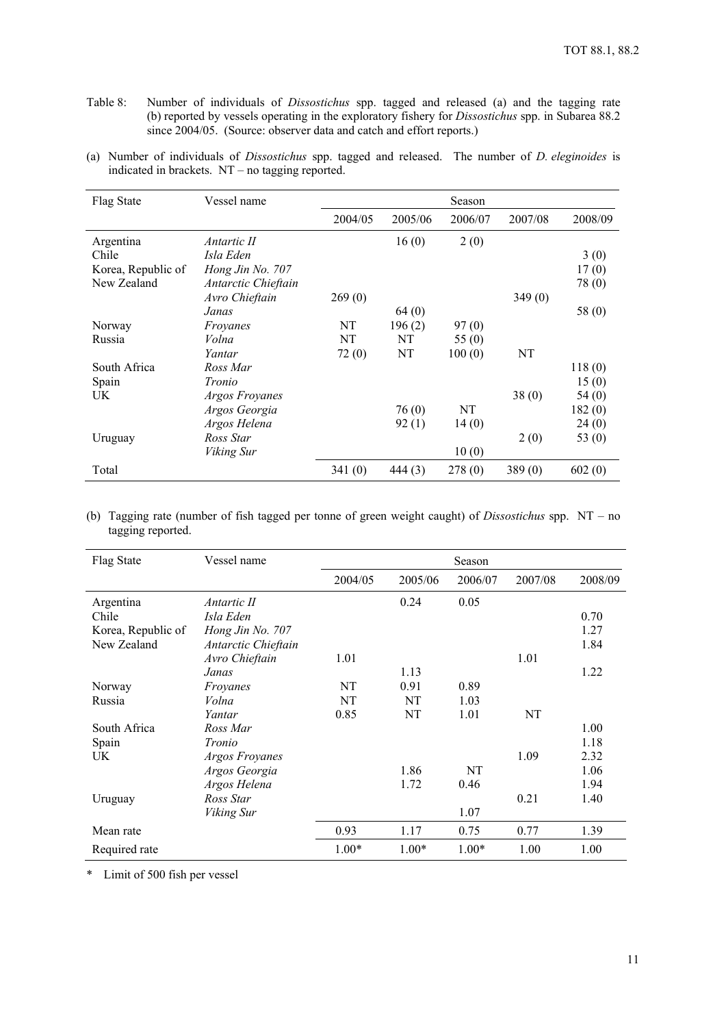Table 8: Number of individuals of *Dissostichus* spp. tagged and released (a) and the tagging rate (b) reported by vessels operating in the exploratory fishery for *Dissostichus* spp. in Subarea 88.2 since 2004/05. (Source: observer data and catch and effort reports.)

(a) Number of individuals of *Dissostichus* spp. tagged and released. The number of *D. eleginoides* is indicated in brackets. NT – no tagging reported.

| Flag State | Vessel name | Season | | | | |
|---|---|---|---|---|---|---|
| | | 2004/05 | 2005/06 | 2006/07 | 2007/08 | 2008/09 |
| Argentina | *Antartic II* | | 16 (0) | 2 (0) | | |
| Chile | *Isla Eden* | | | | | 3 (0) |
| Korea, Republic of | *Hong Jin No. 707* | | | | | 17 (0) |
| New Zealand | *Antarctic Chieftain* | | | | | 78 (0) |
| | *Avro Chieftain* | 269 (0) | | | 349 (0) | |
| | *Janas* | | 64 (0) | | | 58 (0) |
| Norway | *Froyanes* | NT | 196 (2) | 97 (0) | | |
| Russia | *Volna* | NT | NT | 55 (0) | | |
| | *Yantar* | 72 (0) | NT | 100 (0) | NT | |
| South Africa | *Ross Mar* | | | | | 118 (0) |
| Spain | *Tronio* | | | | | 15 (0) |
| UK | *Argos Froyanes* | | | | 38 (0) | 54 (0) |
| | *Argos Georgia* | | 76 (0) | NT | | 182 (0) |
| | *Argos Helena* | | 92 (1) | 14 (0) | | 24 (0) |
| Uruguay | *Ross Star* | | | | 2 (0) | 53 (0) |
| | *Viking Sur* | | | 10 (0) | | |
| Total | | 341 (0) | 444 (3) | 278 (0) | 389 (0) | 602 (0) |

(b) Tagging rate (number of fish tagged per tonne of green weight caught) of *Dissostichus* spp. NT – no tagging reported.

| Flag State | Vessel name | Season | | | | |
|---|---|---|---|---|---|---|
| | | 2004/05 | 2005/06 | 2006/07 | 2007/08 | 2008/09 |
| Argentina | *Antartic II* | | 0.24 | 0.05 | | |
| Chile | *Isla Eden* | | | | | 0.70 |
| Korea, Republic of | *Hong Jin No. 707* | | | | | 1.27 |
| New Zealand | *Antarctic Chieftain* | | | | | 1.84 |
| | *Avro Chieftain* | 1.01 | | | 1.01 | |
| | *Janas* | | 1.13 | | | 1.22 |
| Norway | *Froyanes* | NT | 0.91 | 0.89 | | |
| Russia | *Volna* | NT | NT | 1.03 | | |
| | *Yantar* | 0.85 | NT | 1.01 | NT | |
| South Africa | *Ross Mar* | | | | | 1.00 |
| Spain | *Tronio* | | | | | 1.18 |
| UK | *Argos Froyanes* | | | | 1.09 | 2.32 |
| | *Argos Georgia* | | 1.86 | NT | | 1.06 |
| | *Argos Helena* | | 1.72 | 0.46 | | 1.94 |
| Uruguay | *Ross Star* | | | | 0.21 | 1.40 |
| | *Viking Sur* | | | 1.07 | | |
| Mean rate | | 0.93 | 1.17 | 0.75 | 0.77 | 1.39 |
| Required rate | | 1.00* | 1.00* | 1.00* | 1.00 | 1.00 |

\* Limit of 500 fish per vessel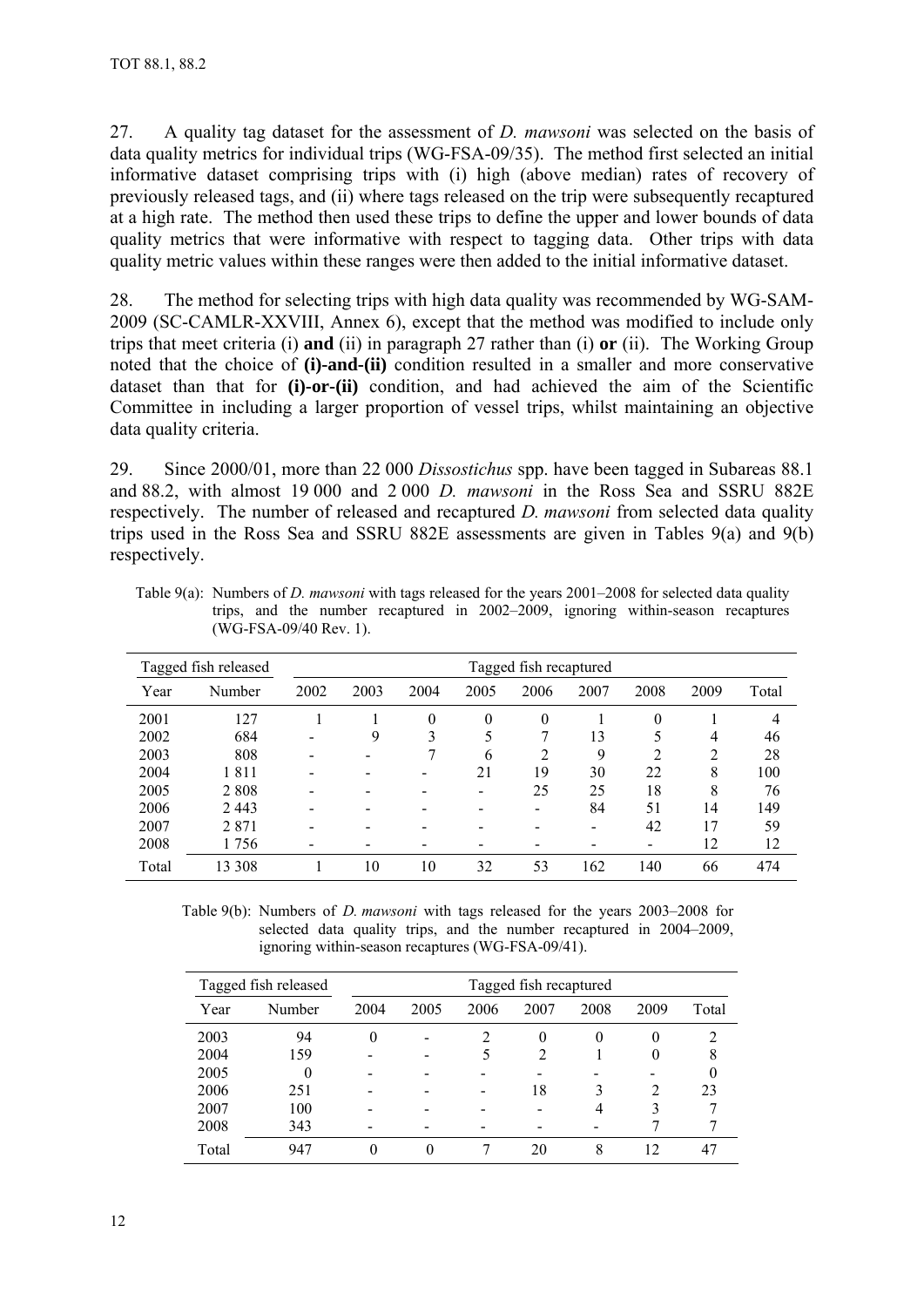27. A quality tag dataset for the assessment of *D. mawsoni* was selected on the basis of data quality metrics for individual trips (WG-FSA-09/35). The method first selected an initial informative dataset comprising trips with (i) high (above median) rates of recovery of previously released tags, and (ii) where tags released on the trip were subsequently recaptured at a high rate. The method then used these trips to define the upper and lower bounds of data quality metrics that were informative with respect to tagging data. Other trips with data quality metric values within these ranges were then added to the initial informative dataset.

28. The method for selecting trips with high data quality was recommended by WG-SAM-2009 (SC-CAMLR-XXVIII, Annex 6), except that the method was modified to include only trips that meet criteria (i) **and** (ii) in paragraph 27 rather than (i) **or** (ii). The Working Group noted that the choice of **(i)-and-(ii)** condition resulted in a smaller and more conservative dataset than that for **(i)-or-(ii)** condition, and had achieved the aim of the Scientific Committee in including a larger proportion of vessel trips, whilst maintaining an objective data quality criteria.

29. Since 2000/01, more than 22 000 *Dissostichus* spp. have been tagged in Subareas 88.1 and 88.2, with almost 19 000 and 2 000 *D. mawsoni* in the Ross Sea and SSRU 882E respectively. The number of released and recaptured *D. mawsoni* from selected data quality trips used in the Ross Sea and SSRU 882E assessments are given in Tables 9(a) and 9(b) respectively.

Table 9(a): Numbers of *D. mawsoni* with tags released for the years 2001–2008 for selected data quality trips, and the number recaptured in 2002–2009, ignoring within-season recaptures (WG-FSA-09/40 Rev. 1).

| Tagged fish released | | Tagged fish recaptured | | | | | | | | |
|---|---|---|---|---|---|---|---|---|---|---|
| Year | Number | 2002 | 2003 | 2004 | 2005 | 2006 | 2007 | 2008 | 2009 | Total |
| 2001 | 127 | 1 | 1 | 0 | 0 | 0 | 1 | 0 | 1 | 4 |
| 2002 | 684 | - | 9 | 3 | 5 | 7 | 13 | 5 | 4 | 46 |
| 2003 | 808 | - | - | 7 | 6 | 2 | 9 | 2 | 2 | 28 |
| 2004 | 1 811 | - | - | - | 21 | 19 | 30 | 22 | 8 | 100 |
| 2005 | 2 808 | - | - | - | - | 25 | 25 | 18 | 8 | 76 |
| 2006 | 2 443 | - | - | - | - | - | 84 | 51 | 14 | 149 |
| 2007 | 2 871 | - | - | - | - | - | - | 42 | 17 | 59 |
| 2008 | 1 756 | - | - | - | - | - | - | - | 12 | 12 |
| Total | 13 308 | 1 | 10 | 10 | 32 | 53 | 162 | 140 | 66 | 474 |

Table 9(b): Numbers of *D. mawsoni* with tags released for the years 2003–2008 for selected data quality trips, and the number recaptured in 2004–2009, ignoring within-season recaptures (WG-FSA-09/41).

| Tagged fish released | | Tagged fish recaptured | | | | | | |
|---|---|---|---|---|---|---|---|---|
| Year | Number | 2004 | 2005 | 2006 | 2007 | 2008 | 2009 | Total |
| 2003 | 94 | 0 | - | 2 | 0 | 0 | 0 | 2 |
| 2004 | 159 | - | - | 5 | 2 | 1 | 0 | 8 |
| 2005 | 0 | - | - | - | - | - | - | 0 |
| 2006 | 251 | - | - | - | 18 | 3 | 2 | 23 |
| 2007 | 100 | - | - | - | - | 4 | 3 | 7 |
| 2008 | 343 | - | - | - | - | - | 7 | 7 |
| Total | 947 | 0 | 0 | 7 | 20 | 8 | 12 | 47 |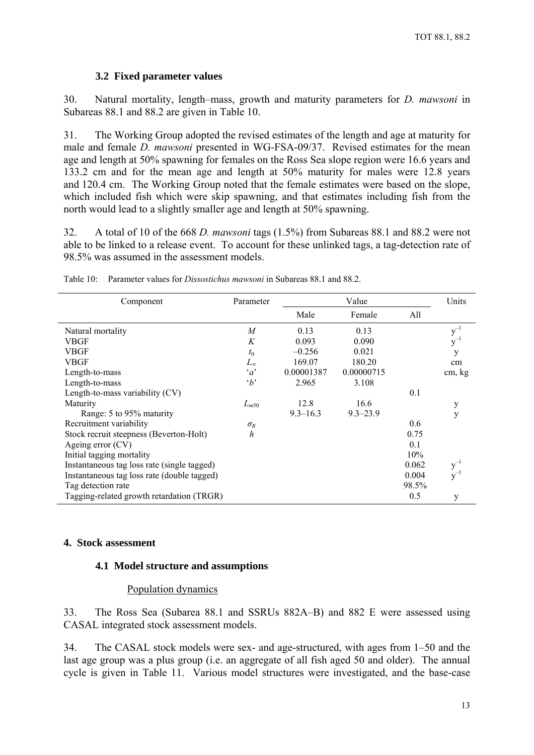### 3.2 Fixed parameter values

30. Natural mortality, length–mass, growth and maturity parameters for *D. mawsoni* in Subareas 88.1 and 88.2 are given in Table 10.

31. The Working Group adopted the revised estimates of the length and age at maturity for male and female *D. mawsoni* presented in WG-FSA-09/37. Revised estimates for the mean age and length at 50% spawning for females on the Ross Sea slope region were 16.6 years and 133.2 cm and for the mean age and length at 50% maturity for males were 12.8 years and 120.4 cm. The Working Group noted that the female estimates were based on the slope, which included fish which were skip spawning, and that estimates including fish from the north would lead to a slightly smaller age and length at 50% spawning.

32. A total of 10 of the 668 *D. mawsoni* tags (1.5%) from Subareas 88.1 and 88.2 were not able to be linked to a release event. To account for these unlinked tags, a tag-detection rate of 98.5% was assumed in the assessment models.

Table 10: Parameter values for *Dissostichus mawsoni* in Subareas 88.1 and 88.2.

| Component | Parameter | Value | | | Units |
|---|---|---|---|---|---|
| | | Male | Female | All | |
| Natural mortality | $M$ | 0.13 | 0.13 | | $y^{-1}$ |
| VBGF | $K$ | 0.093 | 0.090 | | $y^{-1}$ |
| VBGF | $t_0$ | –0.256 | 0.021 | | y |
| VBGF | $L_\infty$ | 169.07 | 180.20 | | cm |
| Length-to-mass | '$a$' | 0.00001387 | 0.00000715 | | cm, kg |
| Length-to-mass | '$b$' | 2.965 | 3.108 | | |
| Length-to-mass variability (CV) | | | | 0.1 | |
| Maturity | $L_{m50}$ | 12.8 | 16.6 | | y |
| Range: 5 to 95% maturity | | 9.3–16.3 | 9.3–23.9 | | y |
| Recruitment variability | $\sigma_R$ | | | 0.6 | |
| Stock recruit steepness (Beverton-Holt) | $h$ | | | 0.75 | |
| Ageing error (CV) | | | | 0.1 | |
| Initial tagging mortality | | | | 10% | |
| Instantaneous tag loss rate (single tagged) | | | | 0.062 | $y^{-1}$ |
| Instantaneous tag loss rate (double tagged) | | | | 0.004 | $y^{-1}$ |
| Tag detection rate | | | | 98.5% | |
| Tagging-related growth retardation (TRGR) | | | | 0.5 | y |

## 4. Stock assessment

### 4.1 Model structure and assumptions

Population dynamics

33. The Ross Sea (Subarea 88.1 and SSRUs 882A–B) and 882 E were assessed using CASAL integrated stock assessment models.

34. The CASAL stock models were sex- and age-structured, with ages from 1–50 and the last age group was a plus group (i.e. an aggregate of all fish aged 50 and older). The annual cycle is given in Table 11. Various model structures were investigated, and the base-case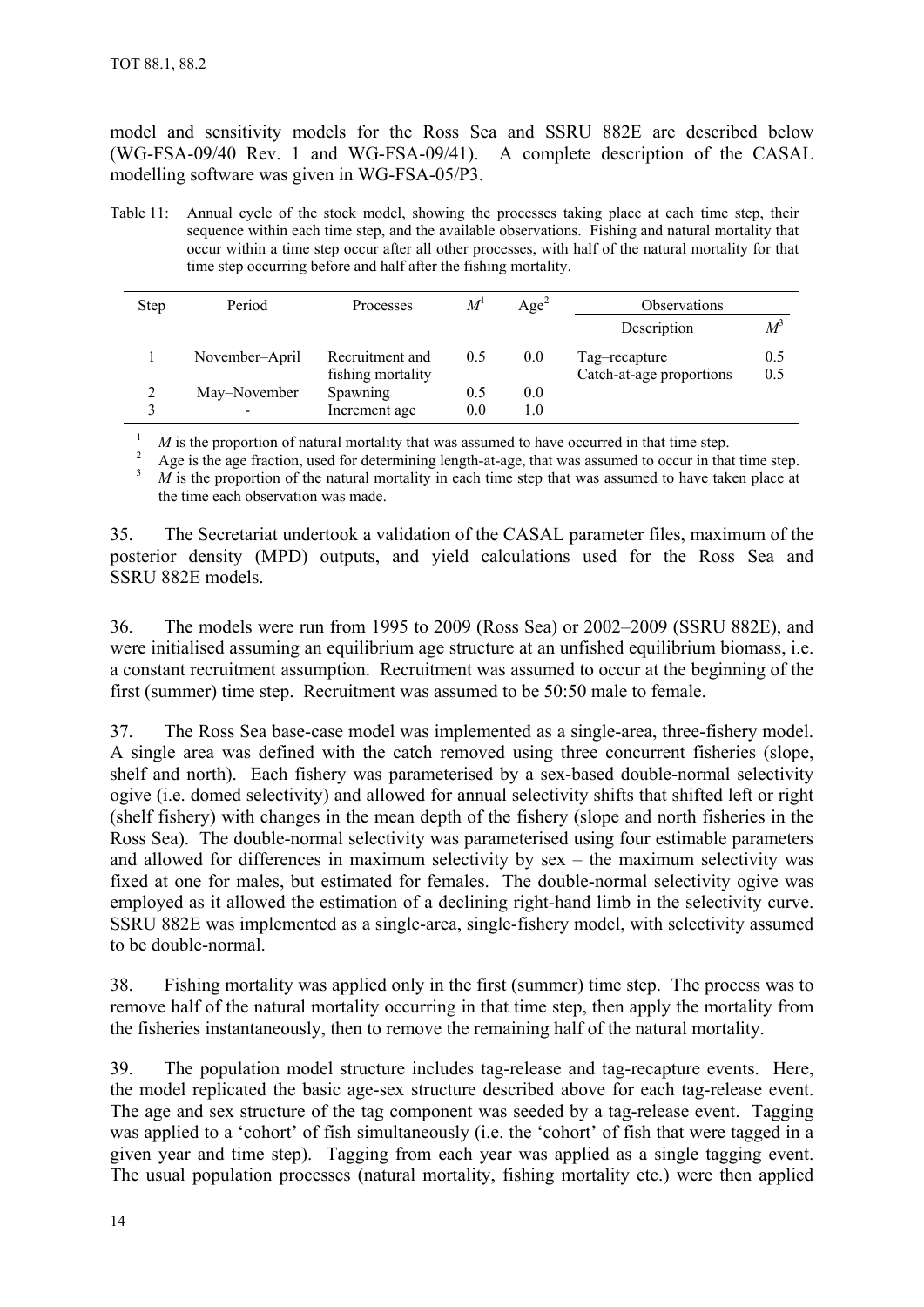model and sensitivity models for the Ross Sea and SSRU 882E are described below (WG-FSA-09/40 Rev. 1 and WG-FSA-09/41). A complete description of the CASAL modelling software was given in WG-FSA-05/P3.

Table 11: Annual cycle of the stock model, showing the processes taking place at each time step, their sequence within each time step, and the available observations. Fishing and natural mortality that occur within a time step occur after all other processes, with half of the natural mortality for that time step occurring before and half after the fishing mortality.

| Step | Period | Processes | $M$[1] | Age[2] | Observations | |
|---|---|---|---|---|---|---|
| | | | | | Description | $M$[3] |
| 1 | November–April | Recruitment and fishing mortality | 0.5 | 0.0 | Tag–recapture<br>Catch-at-age proportions | 0.5<br>0.5 |
| 2 | May–November | Spawning | 0.5 | 0.0 | | |
| 3 | - | Increment age | 0.0 | 1.0 | | |

[1] $M$ is the proportion of natural mortality that was assumed to have occurred in that time step.
[2] Age is the age fraction, used for determining length-at-age, that was assumed to occur in that time step.
[3] $M$ is the proportion of the natural mortality in each time step that was assumed to have taken place at the time each observation was made.

35. The Secretariat undertook a validation of the CASAL parameter files, maximum of the posterior density (MPD) outputs, and yield calculations used for the Ross Sea and SSRU 882E models.

36. The models were run from 1995 to 2009 (Ross Sea) or 2002–2009 (SSRU 882E), and were initialised assuming an equilibrium age structure at an unfished equilibrium biomass, i.e. a constant recruitment assumption. Recruitment was assumed to occur at the beginning of the first (summer) time step. Recruitment was assumed to be 50:50 male to female.

37. The Ross Sea base-case model was implemented as a single-area, three-fishery model. A single area was defined with the catch removed using three concurrent fisheries (slope, shelf and north). Each fishery was parameterised by a sex-based double-normal selectivity ogive (i.e. domed selectivity) and allowed for annual selectivity shifts that shifted left or right (shelf fishery) with changes in the mean depth of the fishery (slope and north fisheries in the Ross Sea). The double-normal selectivity was parameterised using four estimable parameters and allowed for differences in maximum selectivity by sex – the maximum selectivity was fixed at one for males, but estimated for females. The double-normal selectivity ogive was employed as it allowed the estimation of a declining right-hand limb in the selectivity curve. SSRU 882E was implemented as a single-area, single-fishery model, with selectivity assumed to be double-normal.

38. Fishing mortality was applied only in the first (summer) time step. The process was to remove half of the natural mortality occurring in that time step, then apply the mortality from the fisheries instantaneously, then to remove the remaining half of the natural mortality.

39. The population model structure includes tag-release and tag-recapture events. Here, the model replicated the basic age-sex structure described above for each tag-release event. The age and sex structure of the tag component was seeded by a tag-release event. Tagging was applied to a 'cohort' of fish simultaneously (i.e. the 'cohort' of fish that were tagged in a given year and time step). Tagging from each year was applied as a single tagging event. The usual population processes (natural mortality, fishing mortality etc.) were then applied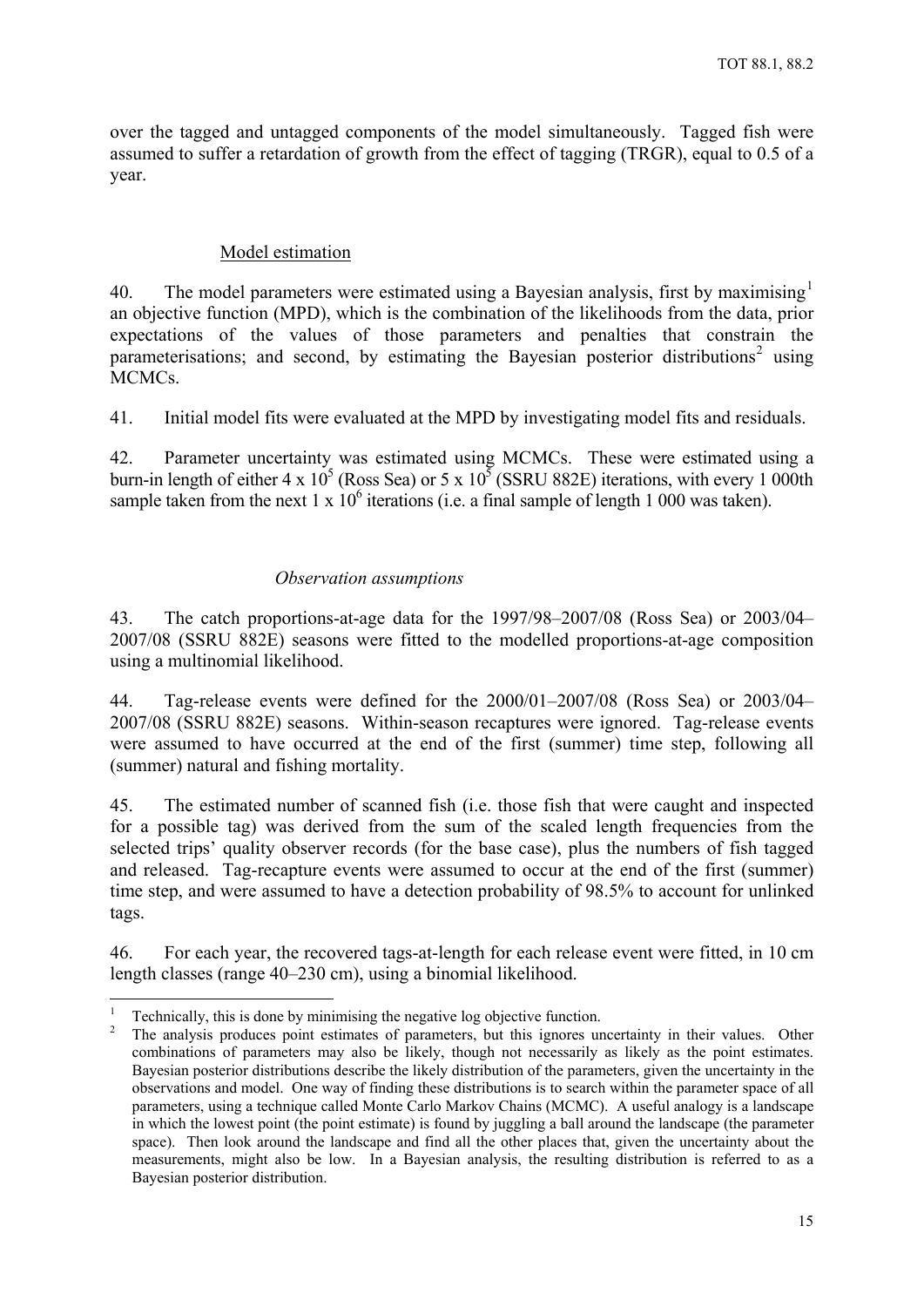over the tagged and untagged components of the model simultaneously. Tagged fish were assumed to suffer a retardation of growth from the effect of tagging (TRGR), equal to 0.5 of a year.

## Model estimation

40. The model parameters were estimated using a Bayesian analysis, first by maximising[1] an objective function (MPD), which is the combination of the likelihoods from the data, prior expectations of the values of those parameters and penalties that constrain the parameterisations; and second, by estimating the Bayesian posterior distributions[2] using MCMCs.

41. Initial model fits were evaluated at the MPD by investigating model fits and residuals.

42. Parameter uncertainty was estimated using MCMCs. These were estimated using a burn-in length of either $4 \times 10^5$ (Ross Sea) or $5 \times 10^5$ (SSRU 882E) iterations, with every 1 000th sample taken from the next $1 \times 10^6$ iterations (i.e. a final sample of length 1 000 was taken).

### *Observation assumptions*

43. The catch proportions-at-age data for the 1997/98–2007/08 (Ross Sea) or 2003/04–2007/08 (SSRU 882E) seasons were fitted to the modelled proportions-at-age composition using a multinomial likelihood.

44. Tag-release events were defined for the 2000/01–2007/08 (Ross Sea) or 2003/04–2007/08 (SSRU 882E) seasons. Within-season recaptures were ignored. Tag-release events were assumed to have occurred at the end of the first (summer) time step, following all (summer) natural and fishing mortality.

45. The estimated number of scanned fish (i.e. those fish that were caught and inspected for a possible tag) was derived from the sum of the scaled length frequencies from the selected trips' quality observer records (for the base case), plus the numbers of fish tagged and released. Tag-recapture events were assumed to occur at the end of the first (summer) time step, and were assumed to have a detection probability of 98.5% to account for unlinked tags.

46. For each year, the recovered tags-at-length for each release event were fitted, in 10 cm length classes (range 40–230 cm), using a binomial likelihood.

---

[1] Technically, this is done by minimising the negative log objective function.

[2] The analysis produces point estimates of parameters, but this ignores uncertainty in their values. Other combinations of parameters may also be likely, though not necessarily as likely as the point estimates. Bayesian posterior distributions describe the likely distribution of the parameters, given the uncertainty in the observations and model. One way of finding these distributions is to search within the parameter space of all parameters, using a technique called Monte Carlo Markov Chains (MCMC). A useful analogy is a landscape in which the lowest point (the point estimate) is found by juggling a ball around the landscape (the parameter space). Then look around the landscape and find all the other places that, given the uncertainty about the measurements, might also be low. In a Bayesian analysis, the resulting distribution is referred to as a Bayesian posterior distribution.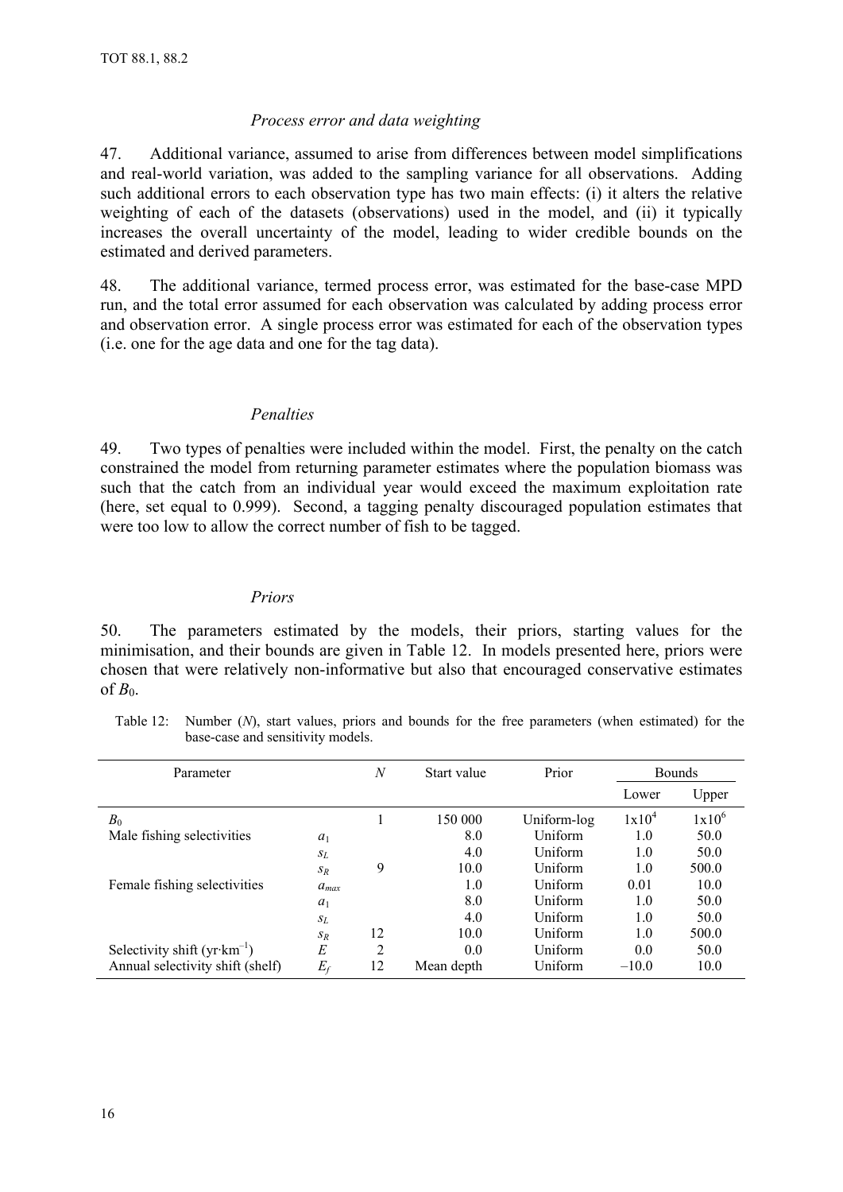### *Process error and data weighting*

47. Additional variance, assumed to arise from differences between model simplifications and real-world variation, was added to the sampling variance for all observations. Adding such additional errors to each observation type has two main effects: (i) it alters the relative weighting of each of the datasets (observations) used in the model, and (ii) it typically increases the overall uncertainty of the model, leading to wider credible bounds on the estimated and derived parameters.

48. The additional variance, termed process error, was estimated for the base-case MPD run, and the total error assumed for each observation was calculated by adding process error and observation error. A single process error was estimated for each of the observation types (i.e. one for the age data and one for the tag data).

### *Penalties*

49. Two types of penalties were included within the model. First, the penalty on the catch constrained the model from returning parameter estimates where the population biomass was such that the catch from an individual year would exceed the maximum exploitation rate (here, set equal to 0.999). Second, a tagging penalty discouraged population estimates that were too low to allow the correct number of fish to be tagged.

### *Priors*

50. The parameters estimated by the models, their priors, starting values for the minimisation, and their bounds are given in Table 12. In models presented here, priors were chosen that were relatively non-informative but also that encouraged conservative estimates of $B_0$.

Table 12: Number ($N$), start values, priors and bounds for the free parameters (when estimated) for the base-case and sensitivity models.

| Parameter | | $N$ | Start value | Prior | Bounds | |
|---|---|---|---|---|---|---|
| | | | | | Lower | Upper |
| $B_0$ | | 1 | 150 000 | Uniform-log | $1\times10^4$ | $1\times10^6$ |
| Male fishing selectivities | $a_1$ | | 8.0 | Uniform | 1.0 | 50.0 |
| | $s_L$ | | 4.0 | Uniform | 1.0 | 50.0 |
| | $s_R$ | 9 | 10.0 | Uniform | 1.0 | 500.0 |
| Female fishing selectivities | $a_{max}$ | | 1.0 | Uniform | 0.01 | 10.0 |
| | $a_1$ | | 8.0 | Uniform | 1.0 | 50.0 |
| | $s_L$ | | 4.0 | Uniform | 1.0 | 50.0 |
| | $s_R$ | 12 | 10.0 | Uniform | 1.0 | 500.0 |
| Selectivity shift (yr·km$^{-1}$) | $E$ | 2 | 0.0 | Uniform | 0.0 | 50.0 |
| Annual selectivity shift (shelf) | $E_f$ | 12 | Mean depth | Uniform | –10.0 | 10.0 |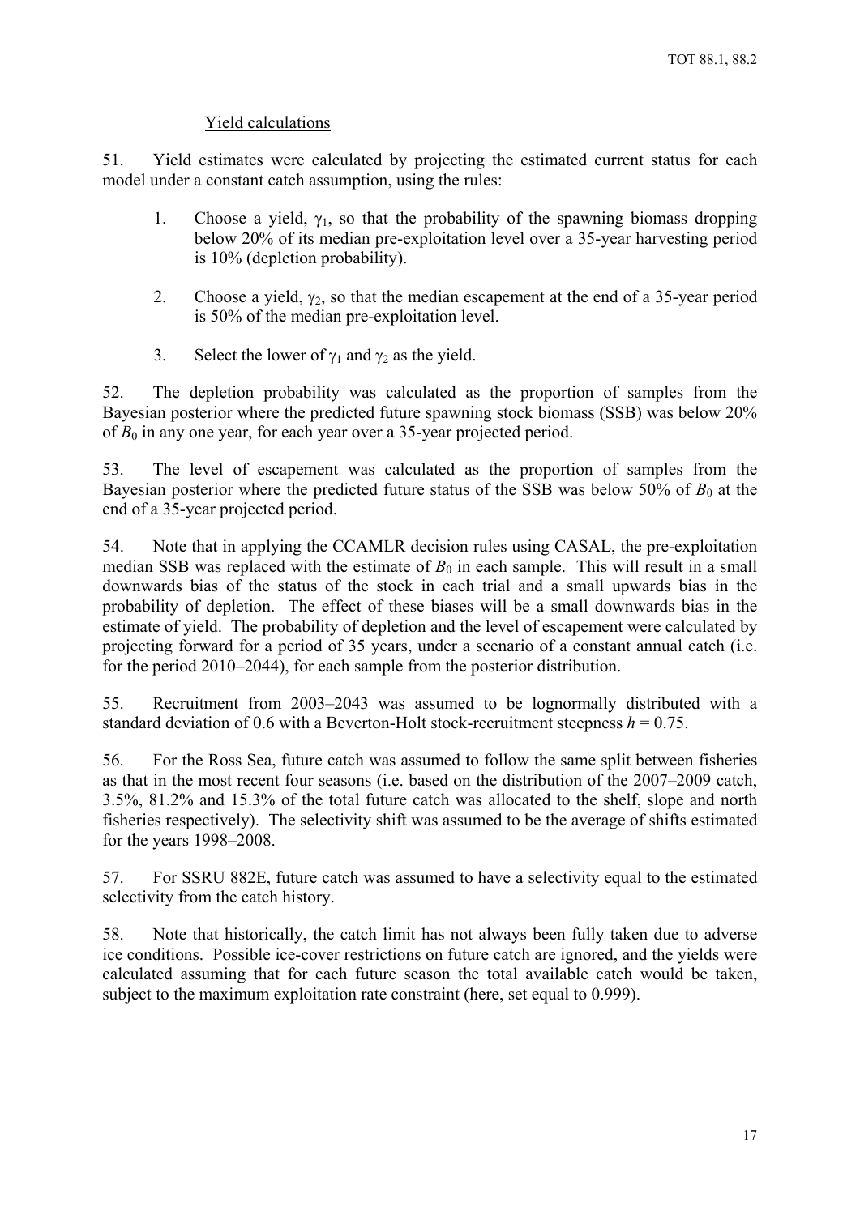### Yield calculations

51. Yield estimates were calculated by projecting the estimated current status for each model under a constant catch assumption, using the rules:

1. Choose a yield, $\gamma_1$, so that the probability of the spawning biomass dropping below 20% of its median pre-exploitation level over a 35-year harvesting period is 10% (depletion probability).

2. Choose a yield, $\gamma_2$, so that the median escapement at the end of a 35-year period is 50% of the median pre-exploitation level.

3. Select the lower of $\gamma_1$ and $\gamma_2$ as the yield.

52. The depletion probability was calculated as the proportion of samples from the Bayesian posterior where the predicted future spawning stock biomass (SSB) was below 20% of $B_0$ in any one year, for each year over a 35-year projected period.

53. The level of escapement was calculated as the proportion of samples from the Bayesian posterior where the predicted future status of the SSB was below 50% of $B_0$ at the end of a 35-year projected period.

54. Note that in applying the CCAMLR decision rules using CASAL, the pre-exploitation median SSB was replaced with the estimate of $B_0$ in each sample. This will result in a small downwards bias of the status of the stock in each trial and a small upwards bias in the probability of depletion. The effect of these biases will be a small downwards bias in the estimate of yield. The probability of depletion and the level of escapement were calculated by projecting forward for a period of 35 years, under a scenario of a constant annual catch (i.e. for the period 2010–2044), for each sample from the posterior distribution.

55. Recruitment from 2003–2043 was assumed to be lognormally distributed with a standard deviation of 0.6 with a Beverton-Holt stock-recruitment steepness $h = 0.75$.

56. For the Ross Sea, future catch was assumed to follow the same split between fisheries as that in the most recent four seasons (i.e. based on the distribution of the 2007–2009 catch, 3.5%, 81.2% and 15.3% of the total future catch was allocated to the shelf, slope and north fisheries respectively). The selectivity shift was assumed to be the average of shifts estimated for the years 1998–2008.

57. For SSRU 882E, future catch was assumed to have a selectivity equal to the estimated selectivity from the catch history.

58. Note that historically, the catch limit has not always been fully taken due to adverse ice conditions. Possible ice-cover restrictions on future catch are ignored, and the yields were calculated assuming that for each future season the total available catch would be taken, subject to the maximum exploitation rate constraint (here, set equal to 0.999).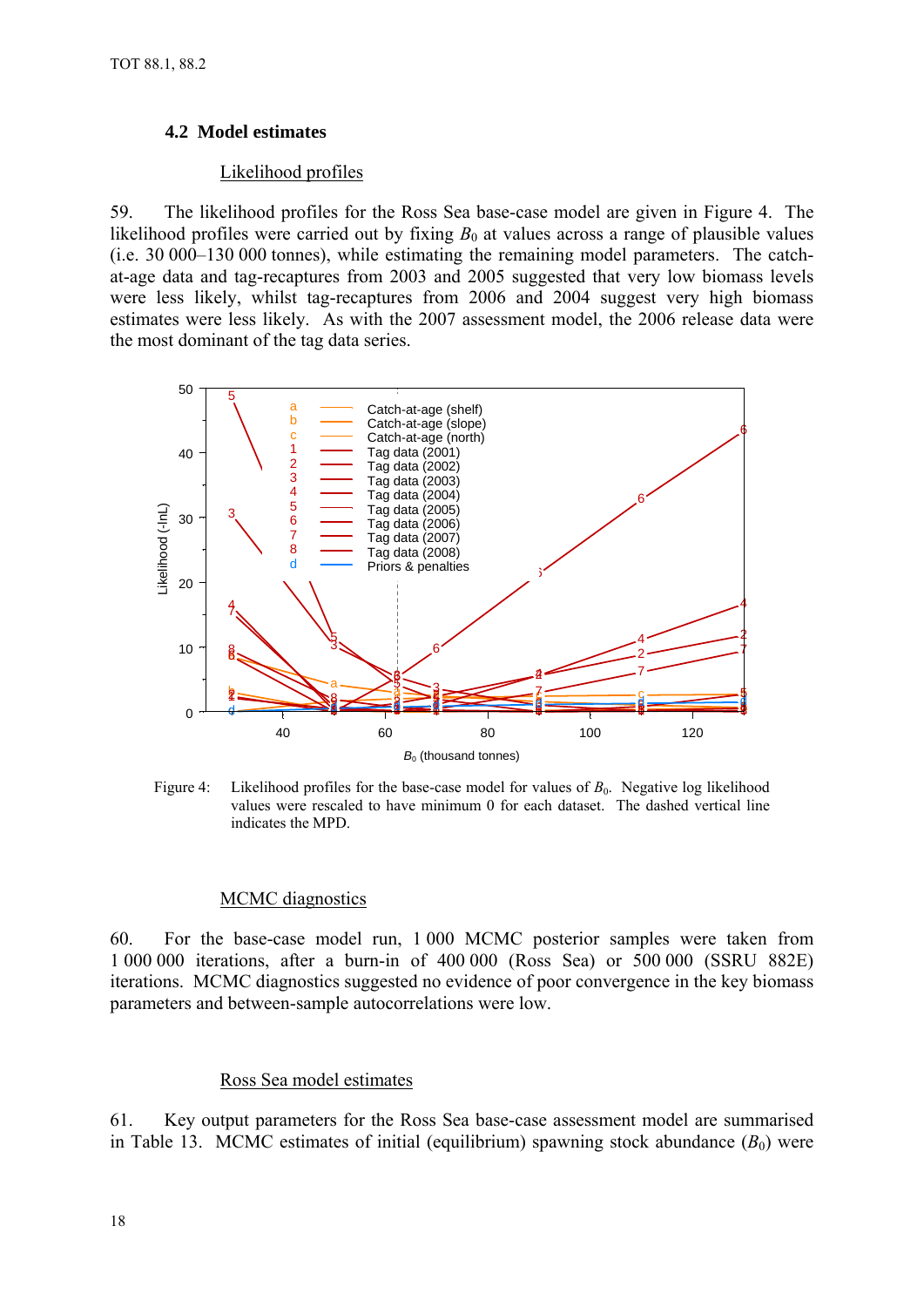## 4.2 Model estimates

Likelihood profiles

59. The likelihood profiles for the Ross Sea base-case model are given in Figure 4. The likelihood profiles were carried out by fixing $B_0$ at values across a range of plausible values (i.e. 30 000–130 000 tonnes), while estimating the remaining model parameters. The catch-at-age data and tag-recaptures from 2003 and 2005 suggested that very low biomass levels were less likely, whilst tag-recaptures from 2006 and 2004 suggest very high biomass estimates were less likely. As with the 2007 assessment model, the 2006 release data were the most dominant of the tag data series.

Figure 4: Likelihood profiles for the base-case model for values of $B_0$. Negative log likelihood values were rescaled to have minimum 0 for each dataset. The dashed vertical line indicates the MPD.

MCMC diagnostics

60. For the base-case model run, 1 000 MCMC posterior samples were taken from 1 000 000 iterations, after a burn-in of 400 000 (Ross Sea) or 500 000 (SSRU 882E) iterations. MCMC diagnostics suggested no evidence of poor convergence in the key biomass parameters and between-sample autocorrelations were low.

Ross Sea model estimates

61. Key output parameters for the Ross Sea base-case assessment model are summarised in Table 13. MCMC estimates of initial (equilibrium) spawning stock abundance ($B_0$) were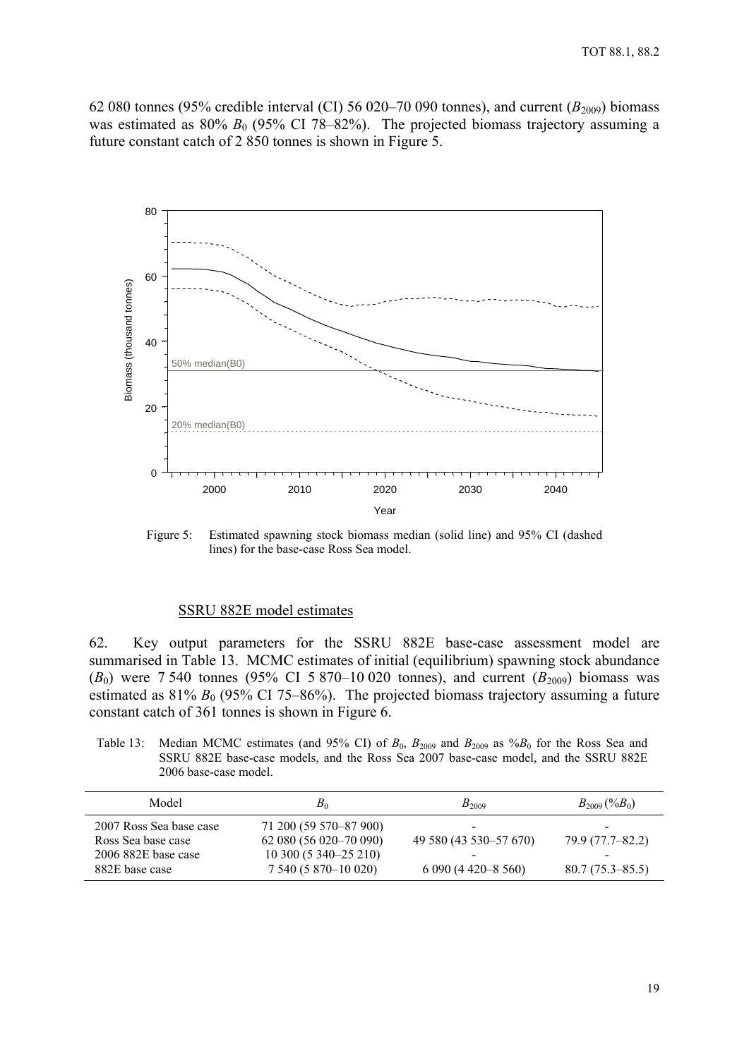62 080 tonnes (95% credible interval (CI) 56 020–70 090 tonnes), and current ($B_{2009}$) biomass was estimated as 80% $B_0$ (95% CI 78–82%). The projected biomass trajectory assuming a future constant catch of 2 850 tonnes is shown in Figure 5.

Figure 5: Estimated spawning stock biomass median (solid line) and 95% CI (dashed lines) for the base-case Ross Sea model.

SSRU 882E model estimates

62. Key output parameters for the SSRU 882E base-case assessment model are summarised in Table 13. MCMC estimates of initial (equilibrium) spawning stock abundance ($B_0$) were 7 540 tonnes (95% CI 5 870–10 020 tonnes), and current ($B_{2009}$) biomass was estimated as 81% $B_0$ (95% CI 75–86%). The projected biomass trajectory assuming a future constant catch of 361 tonnes is shown in Figure 6.

Table 13: Median MCMC estimates (and 95% CI) of $B_0$, $B_{2009}$ and $B_{2009}$ as $\%B_0$ for the Ross Sea and SSRU 882E base-case models, and the Ross Sea 2007 base-case model, and the SSRU 882E 2006 base-case model.

| Model | $B_0$ | $B_{2009}$ | $B_{2009}$ ($\%B_0$) |
|---|---|---|---|
| 2007 Ross Sea base case | 71 200 (59 570–87 900) | - | - |
| Ross Sea base case | 62 080 (56 020–70 090) | 49 580 (43 530–57 670) | 79.9 (77.7–82.2) |
| 2006 882E base case | 10 300 (5 340–25 210) | - | - |
| 882E base case | 7 540 (5 870–10 020) | 6 090 (4 420–8 560) | 80.7 (75.3–85.5) |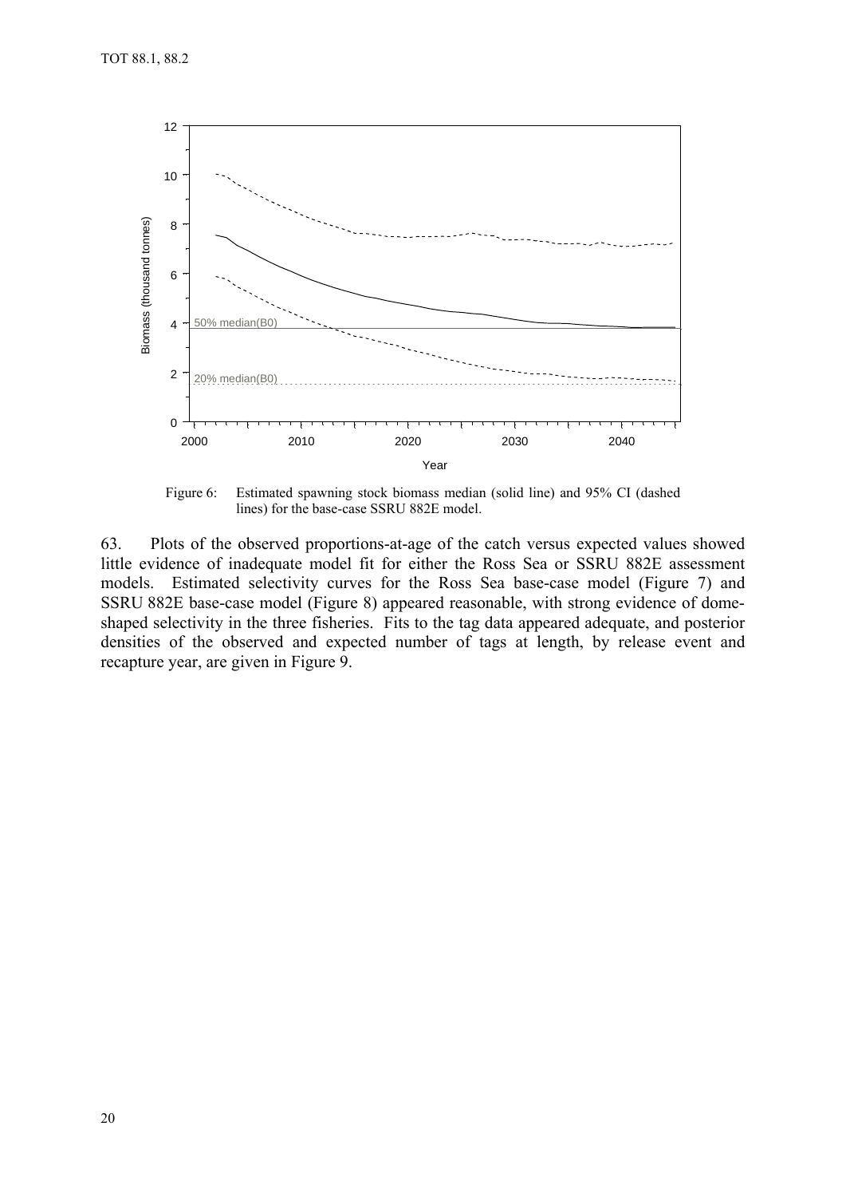Figure 6: Estimated spawning stock biomass median (solid line) and 95% CI (dashed lines) for the base-case SSRU 882E model.

63. Plots of the observed proportions-at-age of the catch versus expected values showed little evidence of inadequate model fit for either the Ross Sea or SSRU 882E assessment models. Estimated selectivity curves for the Ross Sea base-case model (Figure 7) and SSRU 882E base-case model (Figure 8) appeared reasonable, with strong evidence of dome-shaped selectivity in the three fisheries. Fits to the tag data appeared adequate, and posterior densities of the observed and expected number of tags at length, by release event and recapture year, are given in Figure 9.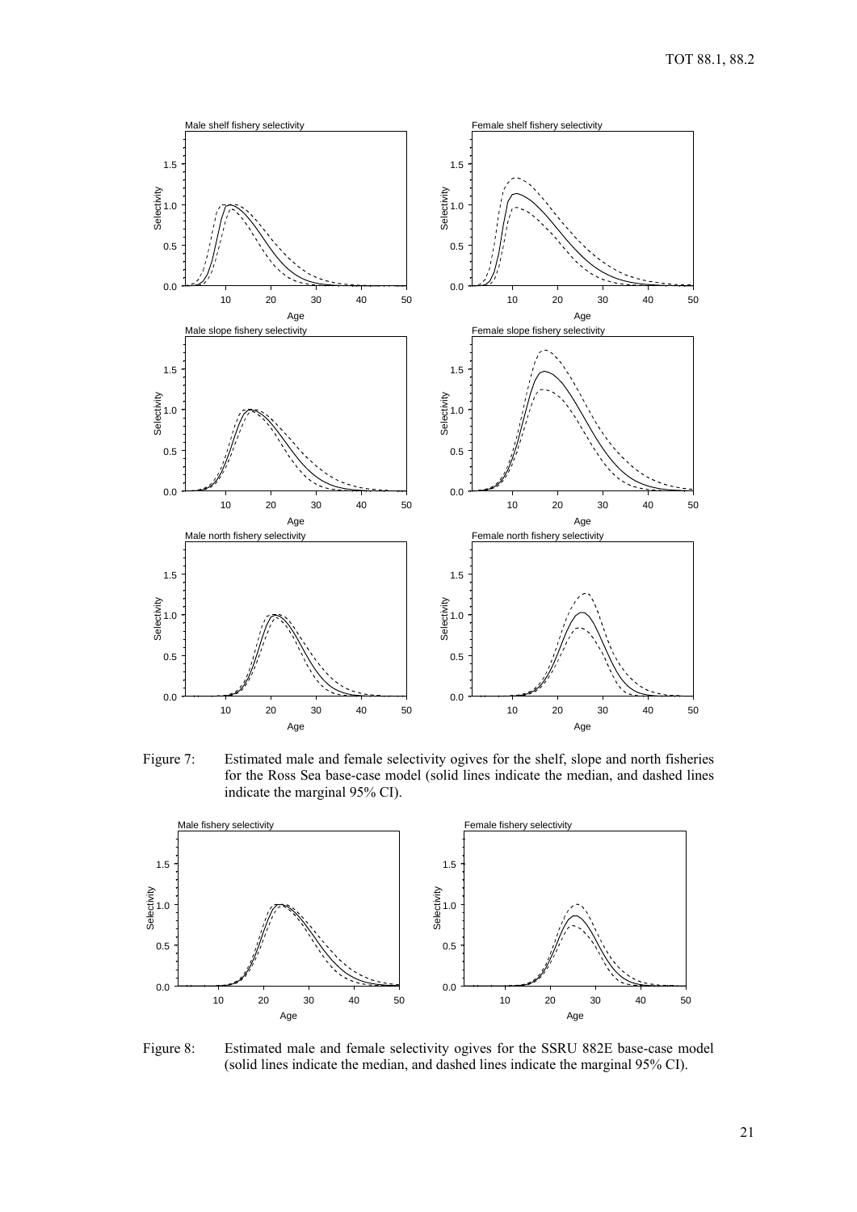Figure 7: Estimated male and female selectivity ogives for the shelf, slope and north fisheries for the Ross Sea base-case model (solid lines indicate the median, and dashed lines indicate the marginal 95% CI).

Figure 8: Estimated male and female selectivity ogives for the SSRU 882E base-case model (solid lines indicate the median, and dashed lines indicate the marginal 95% CI).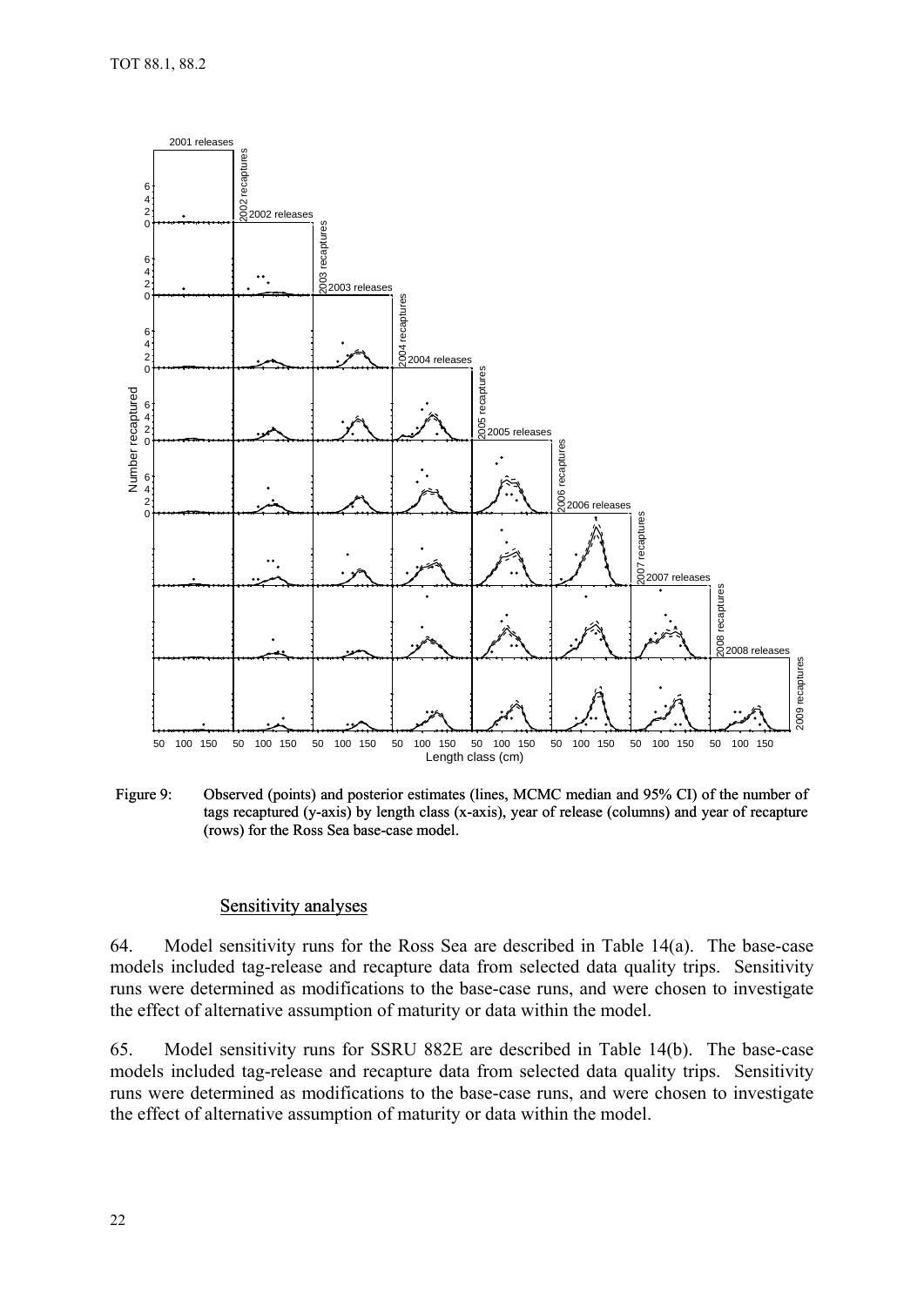Figure 9: Observed (points) and posterior estimates (lines, MCMC median and 95% CI) of the number of tags recaptured (y-axis) by length class (x-axis), year of release (columns) and year of recapture (rows) for the Ross Sea base-case model.

### Sensitivity analyses

64. Model sensitivity runs for the Ross Sea are described in Table 14(a). The base-case models included tag-release and recapture data from selected data quality trips. Sensitivity runs were determined as modifications to the base-case runs, and were chosen to investigate the effect of alternative assumption of maturity or data within the model.

65. Model sensitivity runs for SSRU 882E are described in Table 14(b). The base-case models included tag-release and recapture data from selected data quality trips. Sensitivity runs were determined as modifications to the base-case runs, and were chosen to investigate the effect of alternative assumption of maturity or data within the model.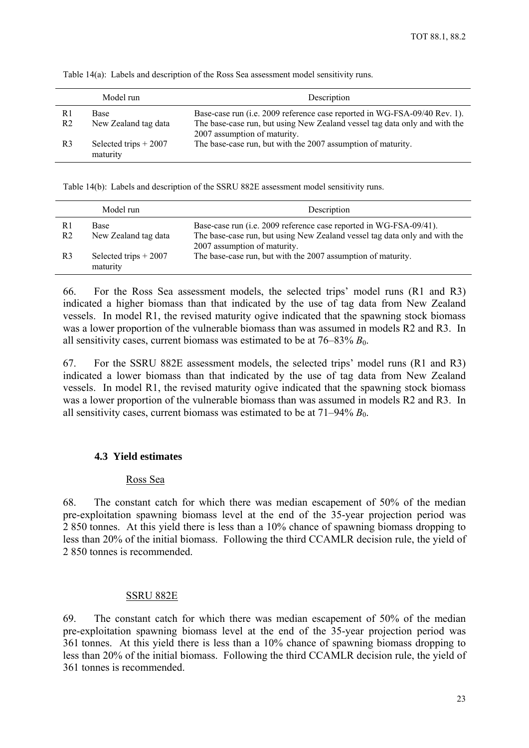Table 14(a): Labels and description of the Ross Sea assessment model sensitivity runs.

| | Model run | Description |
|---|---|---|
| R1 | Base | Base-case run (i.e. 2009 reference case reported in WG-FSA-09/40 Rev. 1). |
| R2 | New Zealand tag data | The base-case run, but using New Zealand vessel tag data only and with the 2007 assumption of maturity. |
| R3 | Selected trips + 2007 maturity | The base-case run, but with the 2007 assumption of maturity. |

Table 14(b): Labels and description of the SSRU 882E assessment model sensitivity runs.

| | Model run | Description |
|---|---|---|
| R1 | Base | Base-case run (i.e. 2009 reference case reported in WG-FSA-09/41). |
| R2 | New Zealand tag data | The base-case run, but using New Zealand vessel tag data only and with the 2007 assumption of maturity. |
| R3 | Selected trips + 2007 maturity | The base-case run, but with the 2007 assumption of maturity. |

66. For the Ross Sea assessment models, the selected trips' model runs (R1 and R3) indicated a higher biomass than that indicated by the use of tag data from New Zealand vessels. In model R1, the revised maturity ogive indicated that the spawning stock biomass was a lower proportion of the vulnerable biomass than was assumed in models R2 and R3. In all sensitivity cases, current biomass was estimated to be at 76–83% $B_0$.

67. For the SSRU 882E assessment models, the selected trips' model runs (R1 and R3) indicated a lower biomass than that indicated by the use of tag data from New Zealand vessels. In model R1, the revised maturity ogive indicated that the spawning stock biomass was a lower proportion of the vulnerable biomass than was assumed in models R2 and R3. In all sensitivity cases, current biomass was estimated to be at 71–94% $B_0$.

### 4.3 Yield estimates

Ross Sea

68. The constant catch for which there was median escapement of 50% of the median pre-exploitation spawning biomass level at the end of the 35-year projection period was 2 850 tonnes. At this yield there is less than a 10% chance of spawning biomass dropping to less than 20% of the initial biomass. Following the third CCAMLR decision rule, the yield of 2 850 tonnes is recommended.

SSRU 882E

69. The constant catch for which there was median escapement of 50% of the median pre-exploitation spawning biomass level at the end of the 35-year projection period was 361 tonnes. At this yield there is less than a 10% chance of spawning biomass dropping to less than 20% of the initial biomass. Following the third CCAMLR decision rule, the yield of 361 tonnes is recommended.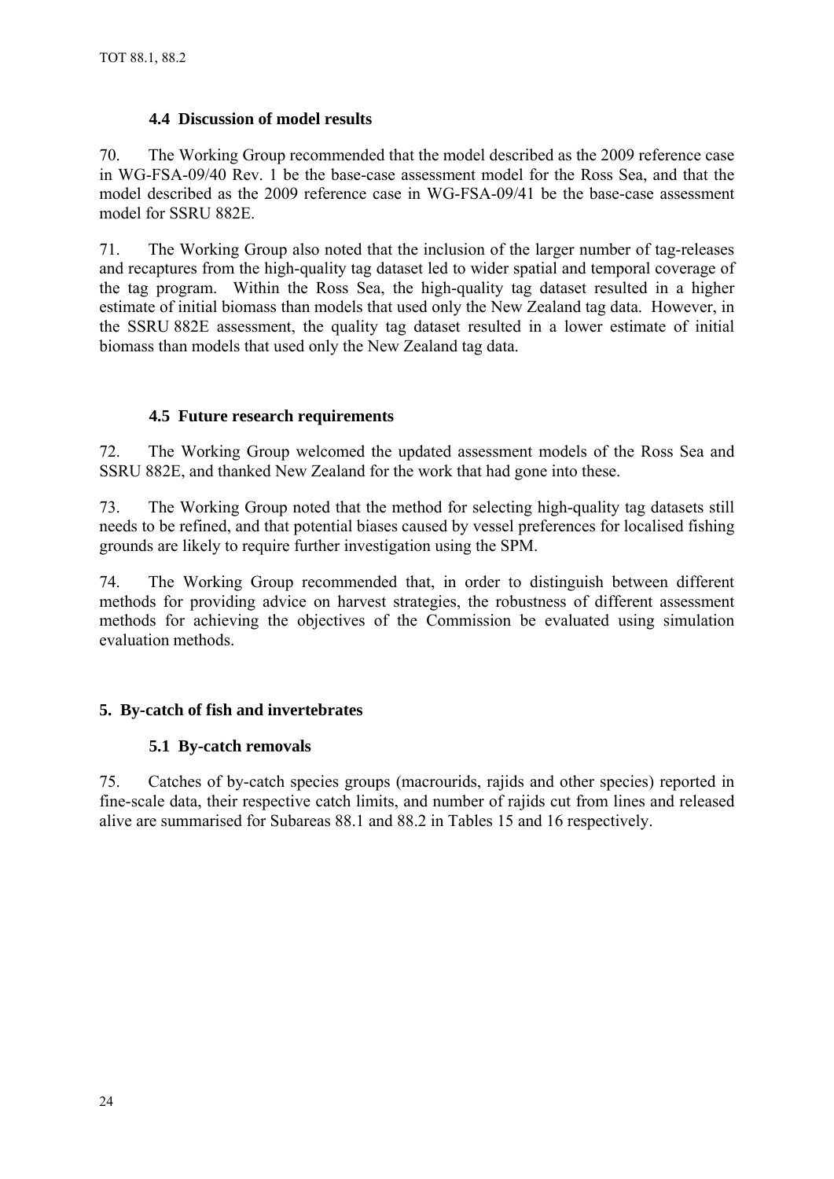### 4.4 Discussion of model results

70. The Working Group recommended that the model described as the 2009 reference case in WG-FSA-09/40 Rev. 1 be the base-case assessment model for the Ross Sea, and that the model described as the 2009 reference case in WG-FSA-09/41 be the base-case assessment model for SSRU 882E.

71. The Working Group also noted that the inclusion of the larger number of tag-releases and recaptures from the high-quality tag dataset led to wider spatial and temporal coverage of the tag program. Within the Ross Sea, the high-quality tag dataset resulted in a higher estimate of initial biomass than models that used only the New Zealand tag data. However, in the SSRU 882E assessment, the quality tag dataset resulted in a lower estimate of initial biomass than models that used only the New Zealand tag data.

### 4.5 Future research requirements

72. The Working Group welcomed the updated assessment models of the Ross Sea and SSRU 882E, and thanked New Zealand for the work that had gone into these.

73. The Working Group noted that the method for selecting high-quality tag datasets still needs to be refined, and that potential biases caused by vessel preferences for localised fishing grounds are likely to require further investigation using the SPM.

74. The Working Group recommended that, in order to distinguish between different methods for providing advice on harvest strategies, the robustness of different assessment methods for achieving the objectives of the Commission be evaluated using simulation evaluation methods.

## 5. By-catch of fish and invertebrates

### 5.1 By-catch removals

75. Catches of by-catch species groups (macrourids, rajids and other species) reported in fine-scale data, their respective catch limits, and number of rajids cut from lines and released alive are summarised for Subareas 88.1 and 88.2 in Tables 15 and 16 respectively.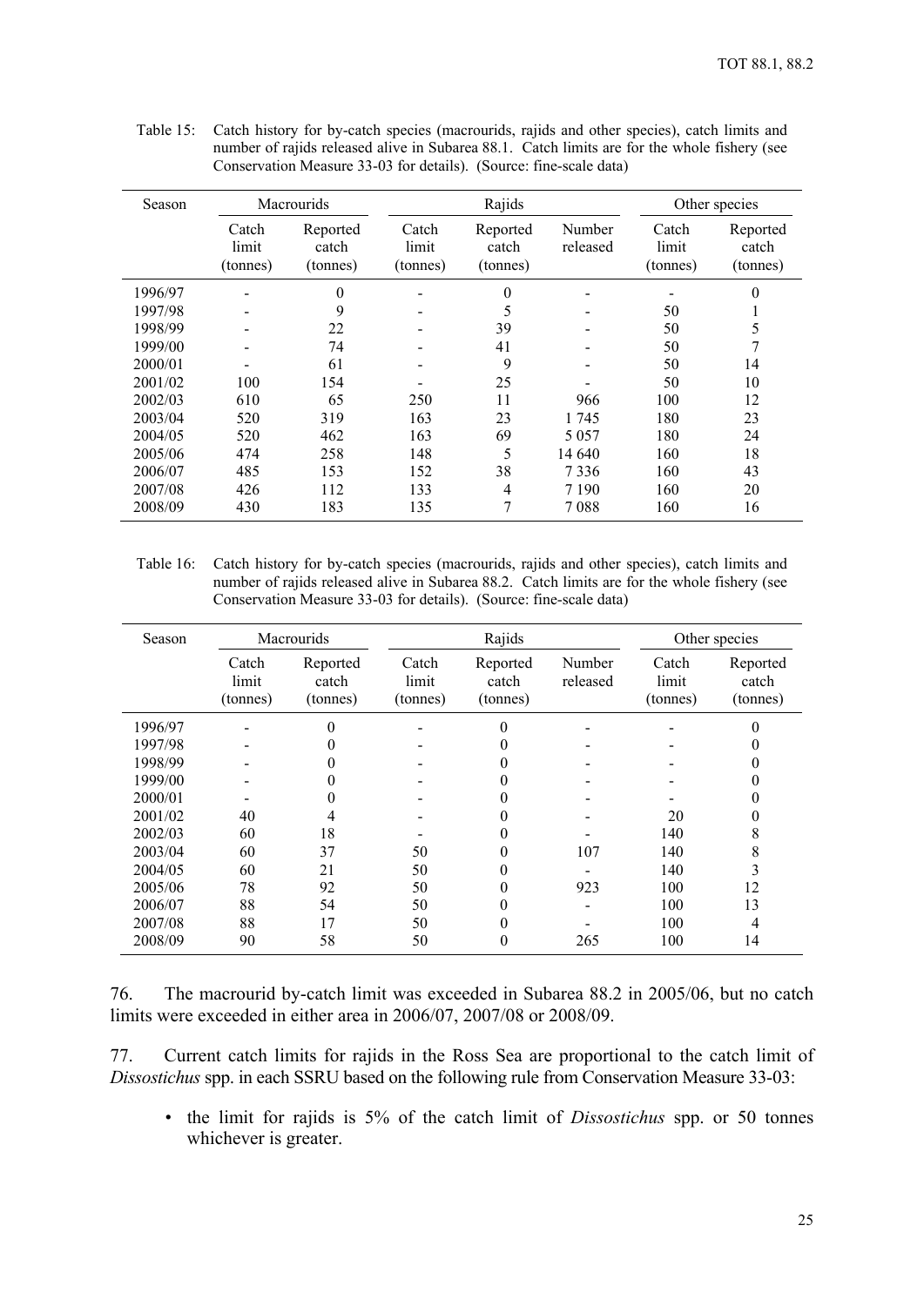Table 15: Catch history for by-catch species (macrourids, rajids and other species), catch limits and number of rajids released alive in Subarea 88.1. Catch limits are for the whole fishery (see Conservation Measure 33-03 for details). (Source: fine-scale data)

| Season | Macrourids | | Rajids | | | Other species | |
|---|---|---|---|---|---|---|---|
| | Catch limit (tonnes) | Reported catch (tonnes) | Catch limit (tonnes) | Reported catch (tonnes) | Number released | Catch limit (tonnes) | Reported catch (tonnes) |
| 1996/97 | - | 0 | - | 0 | - | - | 0 |
| 1997/98 | - | 9 | - | 5 | - | 50 | 1 |
| 1998/99 | - | 22 | - | 39 | - | 50 | 5 |
| 1999/00 | - | 74 | - | 41 | - | 50 | 7 |
| 2000/01 | - | 61 | - | 9 | - | 50 | 14 |
| 2001/02 | 100 | 154 | - | 25 | - | 50 | 10 |
| 2002/03 | 610 | 65 | 250 | 11 | 966 | 100 | 12 |
| 2003/04 | 520 | 319 | 163 | 23 | 1 745 | 180 | 23 |
| 2004/05 | 520 | 462 | 163 | 69 | 5 057 | 180 | 24 |
| 2005/06 | 474 | 258 | 148 | 5 | 14 640 | 160 | 18 |
| 2006/07 | 485 | 153 | 152 | 38 | 7 336 | 160 | 43 |
| 2007/08 | 426 | 112 | 133 | 4 | 7 190 | 160 | 20 |
| 2008/09 | 430 | 183 | 135 | 7 | 7 088 | 160 | 16 |

Table 16: Catch history for by-catch species (macrourids, rajids and other species), catch limits and number of rajids released alive in Subarea 88.2. Catch limits are for the whole fishery (see Conservation Measure 33-03 for details). (Source: fine-scale data)

| Season | Macrourids | | Rajids | | | Other species | |
|---|---|---|---|---|---|---|---|
| | Catch limit (tonnes) | Reported catch (tonnes) | Catch limit (tonnes) | Reported catch (tonnes) | Number released | Catch limit (tonnes) | Reported catch (tonnes) |
| 1996/97 | - | 0 | - | 0 | - | - | 0 |
| 1997/98 | - | 0 | - | 0 | - | - | 0 |
| 1998/99 | - | 0 | - | 0 | - | - | 0 |
| 1999/00 | - | 0 | - | 0 | - | - | 0 |
| 2000/01 | - | 0 | - | 0 | - | - | 0 |
| 2001/02 | 40 | 4 | - | 0 | - | 20 | 0 |
| 2002/03 | 60 | 18 | - | 0 | - | 140 | 8 |
| 2003/04 | 60 | 37 | 50 | 0 | 107 | 140 | 8 |
| 2004/05 | 60 | 21 | 50 | 0 | - | 140 | 3 |
| 2005/06 | 78 | 92 | 50 | 0 | 923 | 100 | 12 |
| 2006/07 | 88 | 54 | 50 | 0 | - | 100 | 13 |
| 2007/08 | 88 | 17 | 50 | 0 | - | 100 | 4 |
| 2008/09 | 90 | 58 | 50 | 0 | 265 | 100 | 14 |

76. The macrourid by-catch limit was exceeded in Subarea 88.2 in 2005/06, but no catch limits were exceeded in either area in 2006/07, 2007/08 or 2008/09.

77. Current catch limits for rajids in the Ross Sea are proportional to the catch limit of *Dissostichus* spp. in each SSRU based on the following rule from Conservation Measure 33-03:

- the limit for rajids is 5% of the catch limit of *Dissostichus* spp. or 50 tonnes whichever is greater.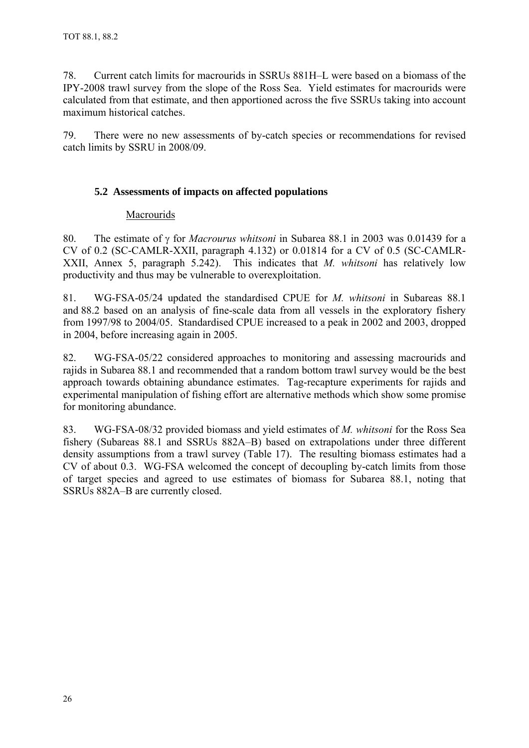78. Current catch limits for macrourids in SSRUs 881H–L were based on a biomass of the IPY-2008 trawl survey from the slope of the Ross Sea. Yield estimates for macrourids were calculated from that estimate, and then apportioned across the five SSRUs taking into account maximum historical catches.

79. There were no new assessments of by-catch species or recommendations for revised catch limits by SSRU in 2008/09.

### 5.2 Assessments of impacts on affected populations

Macrourids

80. The estimate of $\gamma$ for *Macrourus whitsoni* in Subarea 88.1 in 2003 was 0.01439 for a CV of 0.2 (SC-CAMLR-XXII, paragraph 4.132) or 0.01814 for a CV of 0.5 (SC-CAMLR-XXII, Annex 5, paragraph 5.242). This indicates that *M. whitsoni* has relatively low productivity and thus may be vulnerable to overexploitation.

81. WG-FSA-05/24 updated the standardised CPUE for *M. whitsoni* in Subareas 88.1 and 88.2 based on an analysis of fine-scale data from all vessels in the exploratory fishery from 1997/98 to 2004/05. Standardised CPUE increased to a peak in 2002 and 2003, dropped in 2004, before increasing again in 2005.

82. WG-FSA-05/22 considered approaches to monitoring and assessing macrourids and rajids in Subarea 88.1 and recommended that a random bottom trawl survey would be the best approach towards obtaining abundance estimates. Tag-recapture experiments for rajids and experimental manipulation of fishing effort are alternative methods which show some promise for monitoring abundance.

83. WG-FSA-08/32 provided biomass and yield estimates of *M. whitsoni* for the Ross Sea fishery (Subareas 88.1 and SSRUs 882A–B) based on extrapolations under three different density assumptions from a trawl survey (Table 17). The resulting biomass estimates had a CV of about 0.3. WG-FSA welcomed the concept of decoupling by-catch limits from those of target species and agreed to use estimates of biomass for Subarea 88.1, noting that SSRUs 882A–B are currently closed.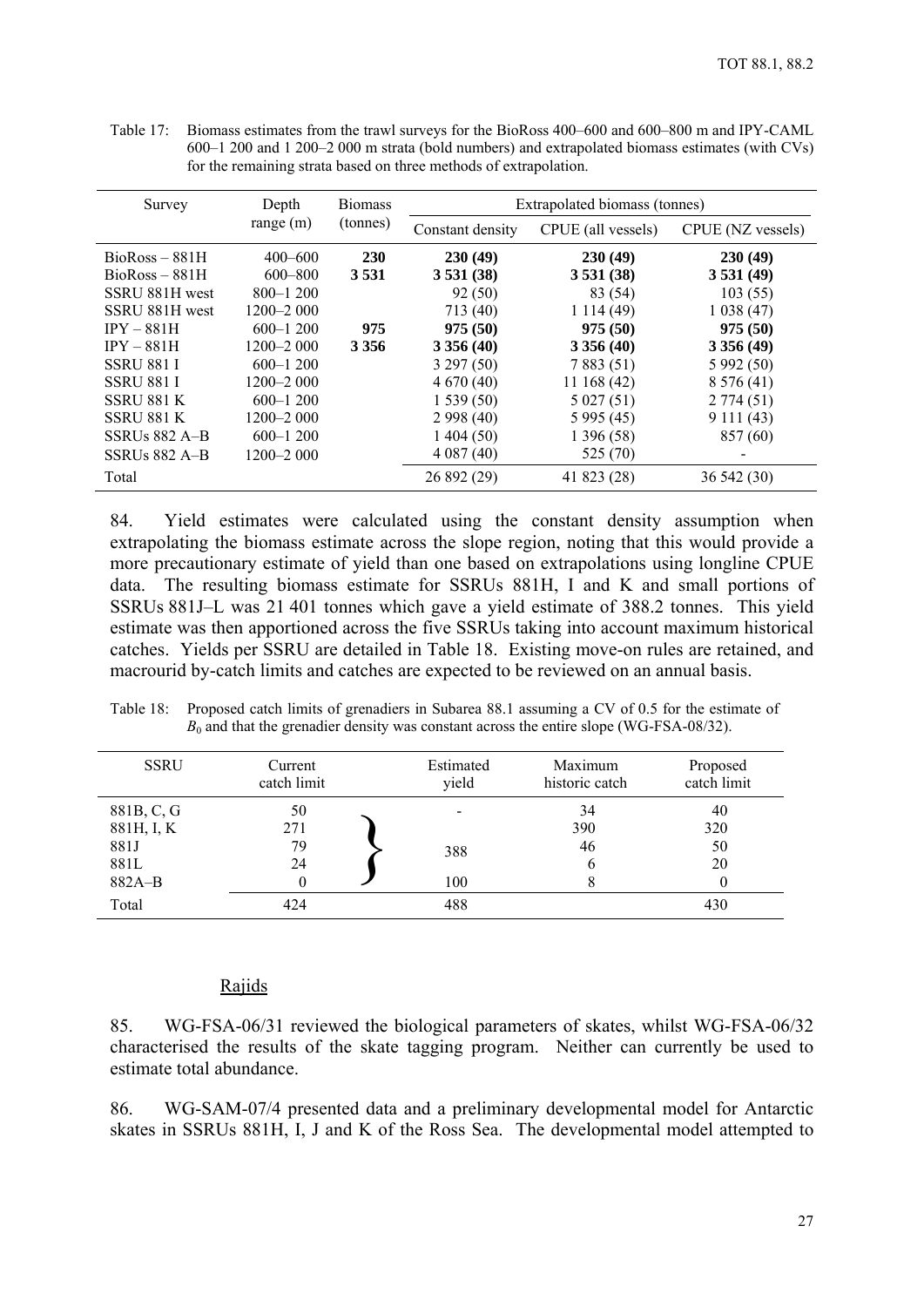Table 17: Biomass estimates from the trawl surveys for the BioRoss 400–600 and 600–800 m and IPY-CAML 600–1 200 and 1 200–2 000 m strata (bold numbers) and extrapolated biomass estimates (with CVs) for the remaining strata based on three methods of extrapolation.

| Survey | Depth range (m) | Biomass (tonnes) | Extrapolated biomass (tonnes) | | |
|---|---|---|---|---|---|
| | | | Constant density | CPUE (all vessels) | CPUE (NZ vessels) |
| BioRoss – 881H | 400–600 | **230** | **230 (49)** | **230 (49)** | **230 (49)** |
| BioRoss – 881H | 600–800 | **3 531** | **3 531 (38)** | **3 531 (38)** | **3 531 (49)** |
| SSRU 881H west | 800–1 200 | | 92 (50) | 83 (54) | 103 (55) |
| SSRU 881H west | 1200–2 000 | | 713 (40) | 1 114 (49) | 1 038 (47) |
| IPY – 881H | 600–1 200 | **975** | **975 (50)** | **975 (50)** | **975 (50)** |
| IPY – 881H | 1200–2 000 | **3 356** | **3 356 (40)** | **3 356 (40)** | **3 356 (49)** |
| SSRU 881 I | 600–1 200 | | 3 297 (50) | 7 883 (51) | 5 992 (50) |
| SSRU 881 I | 1200–2 000 | | 4 670 (40) | 11 168 (42) | 8 576 (41) |
| SSRU 881 K | 600–1 200 | | 1 539 (50) | 5 027 (51) | 2 774 (51) |
| SSRU 881 K | 1200–2 000 | | 2 998 (40) | 5 995 (45) | 9 111 (43) |
| SSRUs 882 A–B | 600–1 200 | | 1 404 (50) | 1 396 (58) | 857 (60) |
| SSRUs 882 A–B | 1200–2 000 | | 4 087 (40) | 525 (70) | - |
| Total | | | 26 892 (29) | 41 823 (28) | 36 542 (30) |

84. Yield estimates were calculated using the constant density assumption when extrapolating the biomass estimate across the slope region, noting that this would provide a more precautionary estimate of yield than one based on extrapolations using longline CPUE data. The resulting biomass estimate for SSRUs 881H, I and K and small portions of SSRUs 881J–L was 21 401 tonnes which gave a yield estimate of 388.2 tonnes. This yield estimate was then apportioned across the five SSRUs taking into account maximum historical catches. Yields per SSRU are detailed in Table 18. Existing move-on rules are retained, and macrourid by-catch limits and catches are expected to be reviewed on an annual basis.

Table 18: Proposed catch limits of grenadiers in Subarea 88.1 assuming a CV of 0.5 for the estimate of $B_0$ and that the grenadier density was constant across the entire slope (WG-FSA-08/32).

| SSRU | Current catch limit | Estimated yield | Maximum historic catch | Proposed catch limit |
|---|---|---|---|---|
| 881B, C, G | 50 | - | 34 | 40 |
| 881H, I, K | 271 | 388 (881H, I, K; 881J; 881L) | 390 | 320 |
| 881J | 79 | | 46 | 50 |
| 881L | 24 | | 6 | 20 |
| 882A–B | 0 | 100 | 8 | 0 |
| Total | 424 | 488 | | 430 |

## Rajids

85. WG-FSA-06/31 reviewed the biological parameters of skates, whilst WG-FSA-06/32 characterised the results of the skate tagging program. Neither can currently be used to estimate total abundance.

86. WG-SAM-07/4 presented data and a preliminary developmental model for Antarctic skates in SSRUs 881H, I, J and K of the Ross Sea. The developmental model attempted to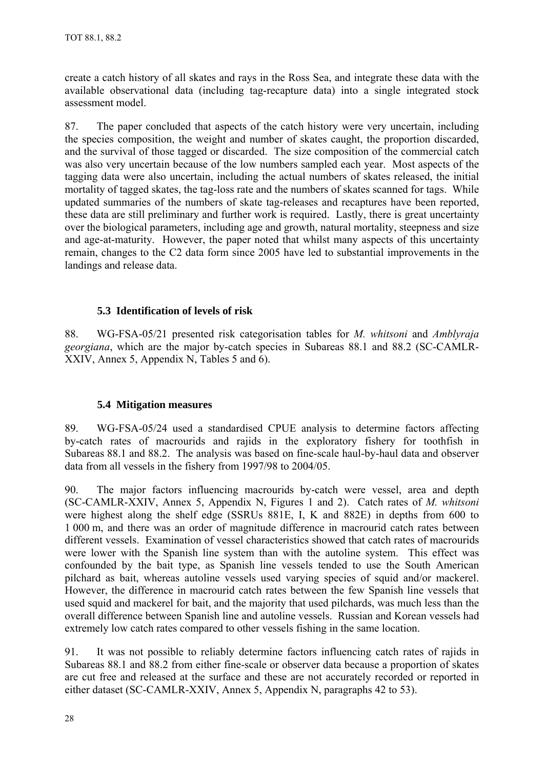create a catch history of all skates and rays in the Ross Sea, and integrate these data with the available observational data (including tag-recapture data) into a single integrated stock assessment model.

87. The paper concluded that aspects of the catch history were very uncertain, including the species composition, the weight and number of skates caught, the proportion discarded, and the survival of those tagged or discarded. The size composition of the commercial catch was also very uncertain because of the low numbers sampled each year. Most aspects of the tagging data were also uncertain, including the actual numbers of skates released, the initial mortality of tagged skates, the tag-loss rate and the numbers of skates scanned for tags. While updated summaries of the numbers of skate tag-releases and recaptures have been reported, these data are still preliminary and further work is required. Lastly, there is great uncertainty over the biological parameters, including age and growth, natural mortality, steepness and size and age-at-maturity. However, the paper noted that whilst many aspects of this uncertainty remain, changes to the C2 data form since 2005 have led to substantial improvements in the landings and release data.

### 5.3 Identification of levels of risk

88. WG-FSA-05/21 presented risk categorisation tables for *M. whitsoni* and *Amblyraja georgiana*, which are the major by-catch species in Subareas 88.1 and 88.2 (SC-CAMLR-XXIV, Annex 5, Appendix N, Tables 5 and 6).

### 5.4 Mitigation measures

89. WG-FSA-05/24 used a standardised CPUE analysis to determine factors affecting by-catch rates of macrourids and rajids in the exploratory fishery for toothfish in Subareas 88.1 and 88.2. The analysis was based on fine-scale haul-by-haul data and observer data from all vessels in the fishery from 1997/98 to 2004/05.

90. The major factors influencing macrourids by-catch were vessel, area and depth (SC-CAMLR-XXIV, Annex 5, Appendix N, Figures 1 and 2). Catch rates of *M. whitsoni* were highest along the shelf edge (SSRUs 881E, I, K and 882E) in depths from 600 to 1 000 m, and there was an order of magnitude difference in macrourid catch rates between different vessels. Examination of vessel characteristics showed that catch rates of macrourids were lower with the Spanish line system than with the autoline system. This effect was confounded by the bait type, as Spanish line vessels tended to use the South American pilchard as bait, whereas autoline vessels used varying species of squid and/or mackerel. However, the difference in macrourid catch rates between the few Spanish line vessels that used squid and mackerel for bait, and the majority that used pilchards, was much less than the overall difference between Spanish line and autoline vessels. Russian and Korean vessels had extremely low catch rates compared to other vessels fishing in the same location.

91. It was not possible to reliably determine factors influencing catch rates of rajids in Subareas 88.1 and 88.2 from either fine-scale or observer data because a proportion of skates are cut free and released at the surface and these are not accurately recorded or reported in either dataset (SC-CAMLR-XXIV, Annex 5, Appendix N, paragraphs 42 to 53).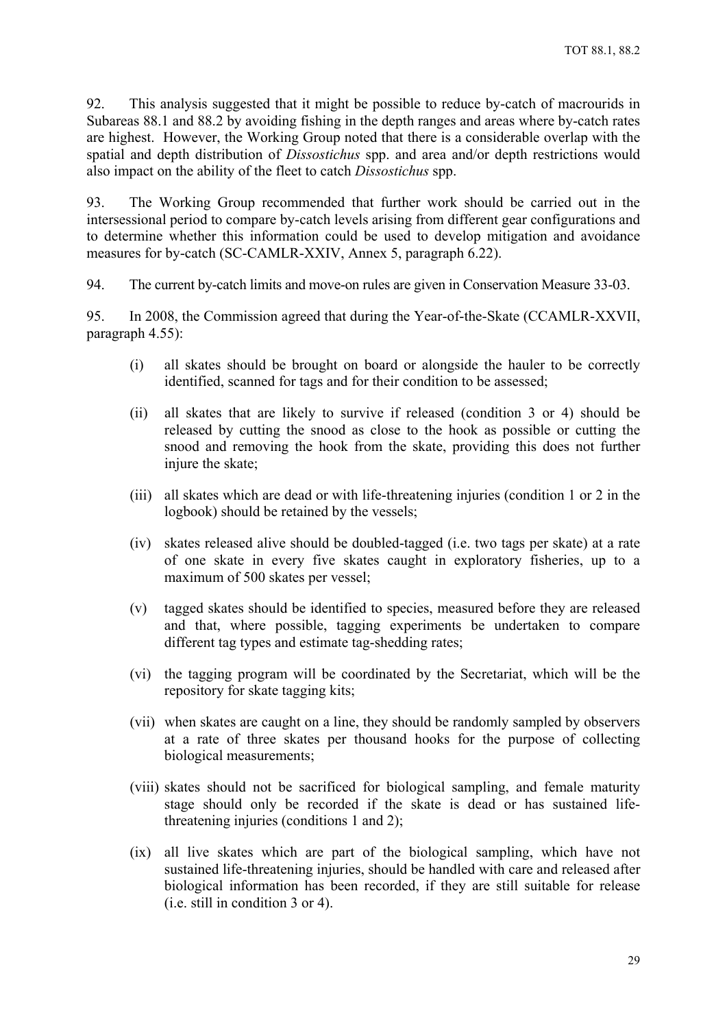92. This analysis suggested that it might be possible to reduce by-catch of macrourids in Subareas 88.1 and 88.2 by avoiding fishing in the depth ranges and areas where by-catch rates are highest. However, the Working Group noted that there is a considerable overlap with the spatial and depth distribution of *Dissostichus* spp. and area and/or depth restrictions would also impact on the ability of the fleet to catch *Dissostichus* spp.

93. The Working Group recommended that further work should be carried out in the intersessional period to compare by-catch levels arising from different gear configurations and to determine whether this information could be used to develop mitigation and avoidance measures for by-catch (SC-CAMLR-XXIV, Annex 5, paragraph 6.22).

94. The current by-catch limits and move-on rules are given in Conservation Measure 33-03.

95. In 2008, the Commission agreed that during the Year-of-the-Skate (CCAMLR-XXVII, paragraph 4.55):

(i) all skates should be brought on board or alongside the hauler to be correctly identified, scanned for tags and for their condition to be assessed;

(ii) all skates that are likely to survive if released (condition 3 or 4) should be released by cutting the snood as close to the hook as possible or cutting the snood and removing the hook from the skate, providing this does not further injure the skate;

(iii) all skates which are dead or with life-threatening injuries (condition 1 or 2 in the logbook) should be retained by the vessels;

(iv) skates released alive should be doubled-tagged (i.e. two tags per skate) at a rate of one skate in every five skates caught in exploratory fisheries, up to a maximum of 500 skates per vessel;

(v) tagged skates should be identified to species, measured before they are released and that, where possible, tagging experiments be undertaken to compare different tag types and estimate tag-shedding rates;

(vi) the tagging program will be coordinated by the Secretariat, which will be the repository for skate tagging kits;

(vii) when skates are caught on a line, they should be randomly sampled by observers at a rate of three skates per thousand hooks for the purpose of collecting biological measurements;

(viii) skates should not be sacrificed for biological sampling, and female maturity stage should only be recorded if the skate is dead or has sustained life-threatening injuries (conditions 1 and 2);

(ix) all live skates which are part of the biological sampling, which have not sustained life-threatening injuries, should be handled with care and released after biological information has been recorded, if they are still suitable for release (i.e. still in condition 3 or 4).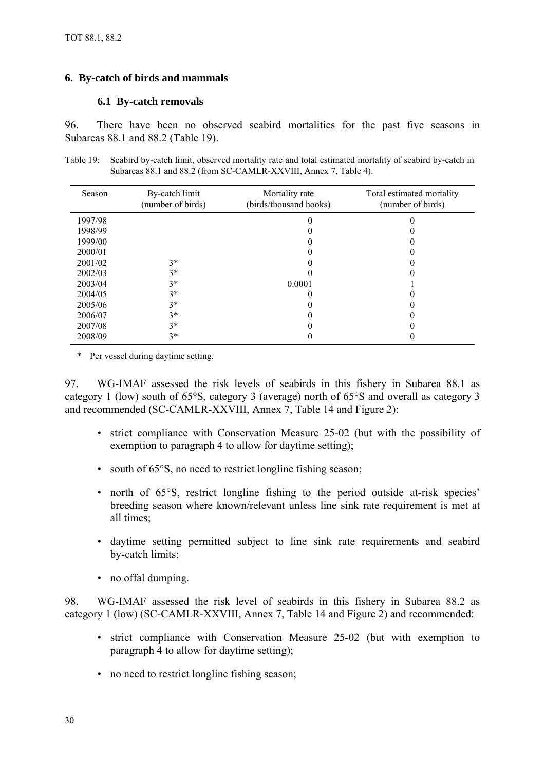## 6. By-catch of birds and mammals

### 6.1 By-catch removals

96. There have been no observed seabird mortalities for the past five seasons in Subareas 88.1 and 88.2 (Table 19).

Table 19: Seabird by-catch limit, observed mortality rate and total estimated mortality of seabird by-catch in Subareas 88.1 and 88.2 (from SC-CAMLR-XXVIII, Annex 7, Table 4).

| Season | By-catch limit (number of birds) | Mortality rate (birds/thousand hooks) | Total estimated mortality (number of birds) |
|---|---|---|---|
| 1997/98 | | 0 | 0 |
| 1998/99 | | 0 | 0 |
| 1999/00 | | 0 | 0 |
| 2000/01 | | 0 | 0 |
| 2001/02 | 3* | 0 | 0 |
| 2002/03 | 3* | 0 | 0 |
| 2003/04 | 3* | 0.0001 | 1 |
| 2004/05 | 3* | 0 | 0 |
| 2005/06 | 3* | 0 | 0 |
| 2006/07 | 3* | 0 | 0 |
| 2007/08 | 3* | 0 | 0 |
| 2008/09 | 3* | 0 | 0 |

\* Per vessel during daytime setting.

97. WG-IMAF assessed the risk levels of seabirds in this fishery in Subarea 88.1 as category 1 (low) south of 65°S, category 3 (average) north of 65°S and overall as category 3 and recommended (SC-CAMLR-XXVIII, Annex 7, Table 14 and Figure 2):

- strict compliance with Conservation Measure 25-02 (but with the possibility of exemption to paragraph 4 to allow for daytime setting);
- south of 65°S, no need to restrict longline fishing season;
- north of 65°S, restrict longline fishing to the period outside at-risk species' breeding season where known/relevant unless line sink rate requirement is met at all times;
- daytime setting permitted subject to line sink rate requirements and seabird by-catch limits;
- no offal dumping.

98. WG-IMAF assessed the risk level of seabirds in this fishery in Subarea 88.2 as category 1 (low) (SC-CAMLR-XXVIII, Annex 7, Table 14 and Figure 2) and recommended:

- strict compliance with Conservation Measure 25-02 (but with exemption to paragraph 4 to allow for daytime setting);
- no need to restrict longline fishing season;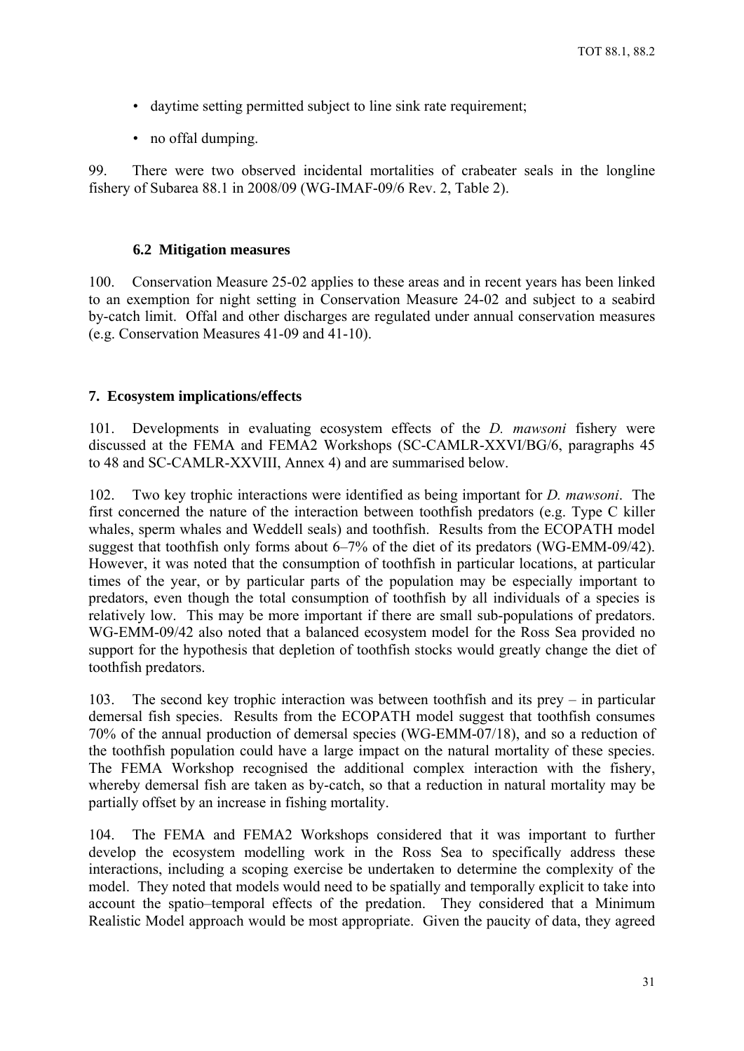- daytime setting permitted subject to line sink rate requirement;
- no offal dumping.

99. There were two observed incidental mortalities of crabeater seals in the longline fishery of Subarea 88.1 in 2008/09 (WG-IMAF-09/6 Rev. 2, Table 2).

### 6.2 Mitigation measures

100. Conservation Measure 25-02 applies to these areas and in recent years has been linked to an exemption for night setting in Conservation Measure 24-02 and subject to a seabird by-catch limit. Offal and other discharges are regulated under annual conservation measures (e.g. Conservation Measures 41-09 and 41-10).

## 7. Ecosystem implications/effects

101. Developments in evaluating ecosystem effects of the *D. mawsoni* fishery were discussed at the FEMA and FEMA2 Workshops (SC-CAMLR-XXVI/BG/6, paragraphs 45 to 48 and SC-CAMLR-XXVIII, Annex 4) and are summarised below.

102. Two key trophic interactions were identified as being important for *D. mawsoni*. The first concerned the nature of the interaction between toothfish predators (e.g. Type C killer whales, sperm whales and Weddell seals) and toothfish. Results from the ECOPATH model suggest that toothfish only forms about 6–7% of the diet of its predators (WG-EMM-09/42). However, it was noted that the consumption of toothfish in particular locations, at particular times of the year, or by particular parts of the population may be especially important to predators, even though the total consumption of toothfish by all individuals of a species is relatively low. This may be more important if there are small sub-populations of predators. WG-EMM-09/42 also noted that a balanced ecosystem model for the Ross Sea provided no support for the hypothesis that depletion of toothfish stocks would greatly change the diet of toothfish predators.

103. The second key trophic interaction was between toothfish and its prey – in particular demersal fish species. Results from the ECOPATH model suggest that toothfish consumes 70% of the annual production of demersal species (WG-EMM-07/18), and so a reduction of the toothfish population could have a large impact on the natural mortality of these species. The FEMA Workshop recognised the additional complex interaction with the fishery, whereby demersal fish are taken as by-catch, so that a reduction in natural mortality may be partially offset by an increase in fishing mortality.

104. The FEMA and FEMA2 Workshops considered that it was important to further develop the ecosystem modelling work in the Ross Sea to specifically address these interactions, including a scoping exercise be undertaken to determine the complexity of the model. They noted that models would need to be spatially and temporally explicit to take into account the spatio–temporal effects of the predation. They considered that a Minimum Realistic Model approach would be most appropriate. Given the paucity of data, they agreed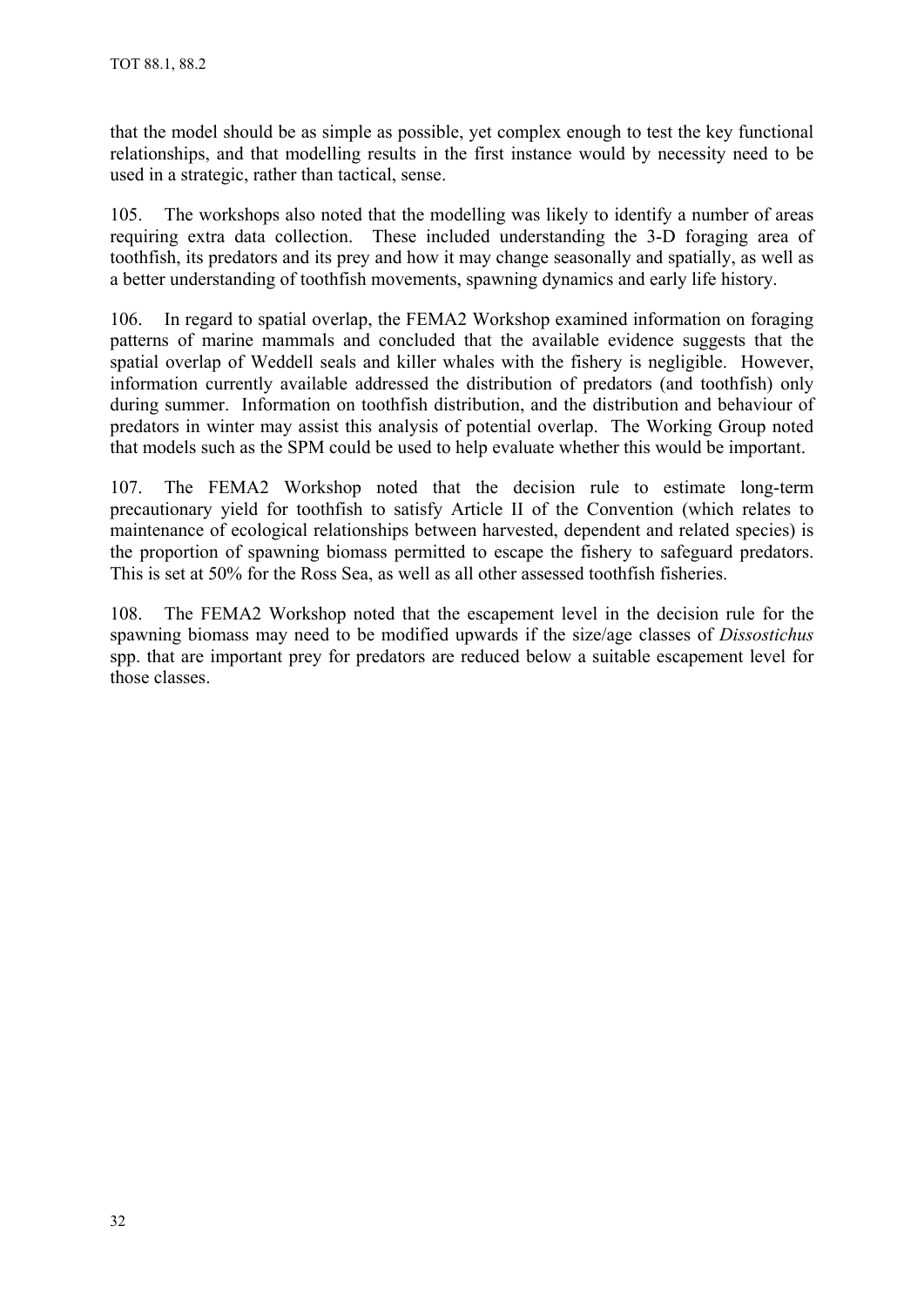that the model should be as simple as possible, yet complex enough to test the key functional relationships, and that modelling results in the first instance would by necessity need to be used in a strategic, rather than tactical, sense.

105. The workshops also noted that the modelling was likely to identify a number of areas requiring extra data collection. These included understanding the 3-D foraging area of toothfish, its predators and its prey and how it may change seasonally and spatially, as well as a better understanding of toothfish movements, spawning dynamics and early life history.

106. In regard to spatial overlap, the FEMA2 Workshop examined information on foraging patterns of marine mammals and concluded that the available evidence suggests that the spatial overlap of Weddell seals and killer whales with the fishery is negligible. However, information currently available addressed the distribution of predators (and toothfish) only during summer. Information on toothfish distribution, and the distribution and behaviour of predators in winter may assist this analysis of potential overlap. The Working Group noted that models such as the SPM could be used to help evaluate whether this would be important.

107. The FEMA2 Workshop noted that the decision rule to estimate long-term precautionary yield for toothfish to satisfy Article II of the Convention (which relates to maintenance of ecological relationships between harvested, dependent and related species) is the proportion of spawning biomass permitted to escape the fishery to safeguard predators. This is set at 50% for the Ross Sea, as well as all other assessed toothfish fisheries.

108. The FEMA2 Workshop noted that the escapement level in the decision rule for the spawning biomass may need to be modified upwards if the size/age classes of *Dissostichus* spp. that are important prey for predators are reduced below a suitable escapement level for those classes.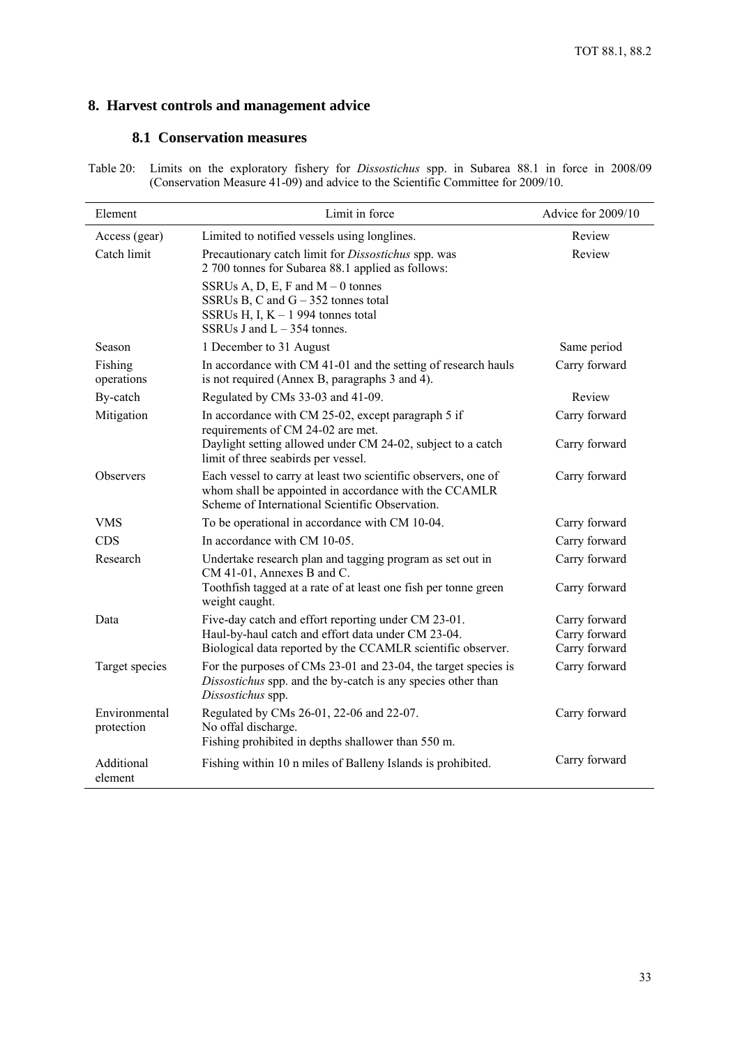## 8. Harvest controls and management advice

### 8.1 Conservation measures

Table 20: Limits on the exploratory fishery for *Dissostichus* spp. in Subarea 88.1 in force in 2008/09 (Conservation Measure 41-09) and advice to the Scientific Committee for 2009/10.

| Element | Limit in force | Advice for 2009/10 |
|---|---|---|
| Access (gear) | Limited to notified vessels using longlines. | Review |
| Catch limit | Precautionary catch limit for *Dissostichus* spp. was 2 700 tonnes for Subarea 88.1 applied as follows:<br>SSRUs A, D, E, F and M – 0 tonnes<br>SSRUs B, C and G – 352 tonnes total<br>SSRUs H, I, K – 1 994 tonnes total<br>SSRUs J and L – 354 tonnes. | Review |
| Season | 1 December to 31 August | Same period |
| Fishing operations | In accordance with CM 41-01 and the setting of research hauls is not required (Annex B, paragraphs 3 and 4). | Carry forward |
| By-catch | Regulated by CMs 33-03 and 41-09. | Review |
| Mitigation | In accordance with CM 25-02, except paragraph 5 if requirements of CM 24-02 are met.<br>Daylight setting allowed under CM 24-02, subject to a catch limit of three seabirds per vessel. | Carry forward<br>Carry forward |
| Observers | Each vessel to carry at least two scientific observers, one of whom shall be appointed in accordance with the CCAMLR Scheme of International Scientific Observation. | Carry forward |
| VMS | To be operational in accordance with CM 10-04. | Carry forward |
| CDS | In accordance with CM 10-05. | Carry forward |
| Research | Undertake research plan and tagging program as set out in CM 41-01, Annexes B and C.<br>Toothfish tagged at a rate of at least one fish per tonne green weight caught. | Carry forward<br>Carry forward |
| Data | Five-day catch and effort reporting under CM 23-01.<br>Haul-by-haul catch and effort data under CM 23-04.<br>Biological data reported by the CCAMLR scientific observer. | Carry forward<br>Carry forward<br>Carry forward |
| Target species | For the purposes of CMs 23-01 and 23-04, the target species is *Dissostichus* spp. and the by-catch is any species other than *Dissostichus* spp. | Carry forward |
| Environmental protection | Regulated by CMs 26-01, 22-06 and 22-07.<br>No offal discharge.<br>Fishing prohibited in depths shallower than 550 m. | Carry forward |
| Additional element | Fishing within 10 n miles of Balleny Islands is prohibited. | Carry forward |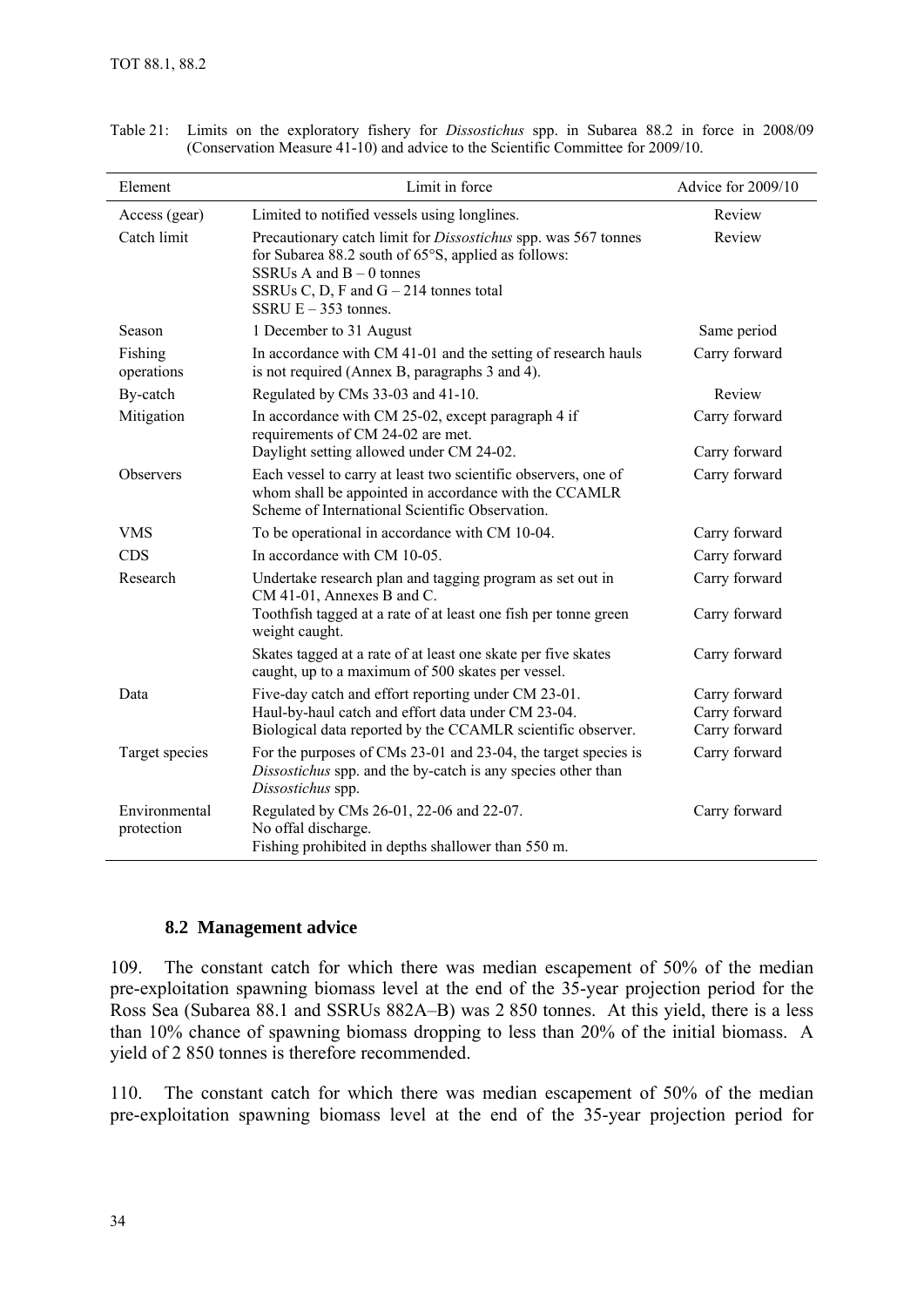Table 21: Limits on the exploratory fishery for *Dissostichus* spp. in Subarea 88.2 in force in 2008/09 (Conservation Measure 41-10) and advice to the Scientific Committee for 2009/10.

| Element | Limit in force | Advice for 2009/10 |
|---|---|---|
| Access (gear) | Limited to notified vessels using longlines. | Review |
| Catch limit | Precautionary catch limit for *Dissostichus* spp. was 567 tonnes for Subarea 88.2 south of 65°S, applied as follows:<br>SSRUs A and B – 0 tonnes<br>SSRUs C, D, F and G – 214 tonnes total<br>SSRU E – 353 tonnes. | Review |
| Season | 1 December to 31 August | Same period |
| Fishing operations | In accordance with CM 41-01 and the setting of research hauls is not required (Annex B, paragraphs 3 and 4). | Carry forward |
| By-catch | Regulated by CMs 33-03 and 41-10. | Review |
| Mitigation | In accordance with CM 25-02, except paragraph 4 if requirements of CM 24-02 are met.<br>Daylight setting allowed under CM 24-02. | Carry forward<br><br>Carry forward |
| Observers | Each vessel to carry at least two scientific observers, one of whom shall be appointed in accordance with the CCAMLR Scheme of International Scientific Observation. | Carry forward |
| VMS | To be operational in accordance with CM 10-04. | Carry forward |
| CDS | In accordance with CM 10-05. | Carry forward |
| Research | Undertake research plan and tagging program as set out in CM 41-01, Annexes B and C.<br>Toothfish tagged at a rate of at least one fish per tonne green weight caught.<br>Skates tagged at a rate of at least one skate per five skates caught, up to a maximum of 500 skates per vessel. | Carry forward<br><br>Carry forward<br><br>Carry forward |
| Data | Five-day catch and effort reporting under CM 23-01.<br>Haul-by-haul catch and effort data under CM 23-04.<br>Biological data reported by the CCAMLR scientific observer. | Carry forward<br>Carry forward<br>Carry forward |
| Target species | For the purposes of CMs 23-01 and 23-04, the target species is *Dissostichus* spp. and the by-catch is any species other than *Dissostichus* spp. | Carry forward |
| Environmental protection | Regulated by CMs 26-01, 22-06 and 22-07.<br>No offal discharge.<br>Fishing prohibited in depths shallower than 550 m. | Carry forward |

### 8.2 Management advice

109. The constant catch for which there was median escapement of 50% of the median pre-exploitation spawning biomass level at the end of the 35-year projection period for the Ross Sea (Subarea 88.1 and SSRUs 882A–B) was 2 850 tonnes. At this yield, there is a less than 10% chance of spawning biomass dropping to less than 20% of the initial biomass. A yield of 2 850 tonnes is therefore recommended.

110. The constant catch for which there was median escapement of 50% of the median pre-exploitation spawning biomass level at the end of the 35-year projection period for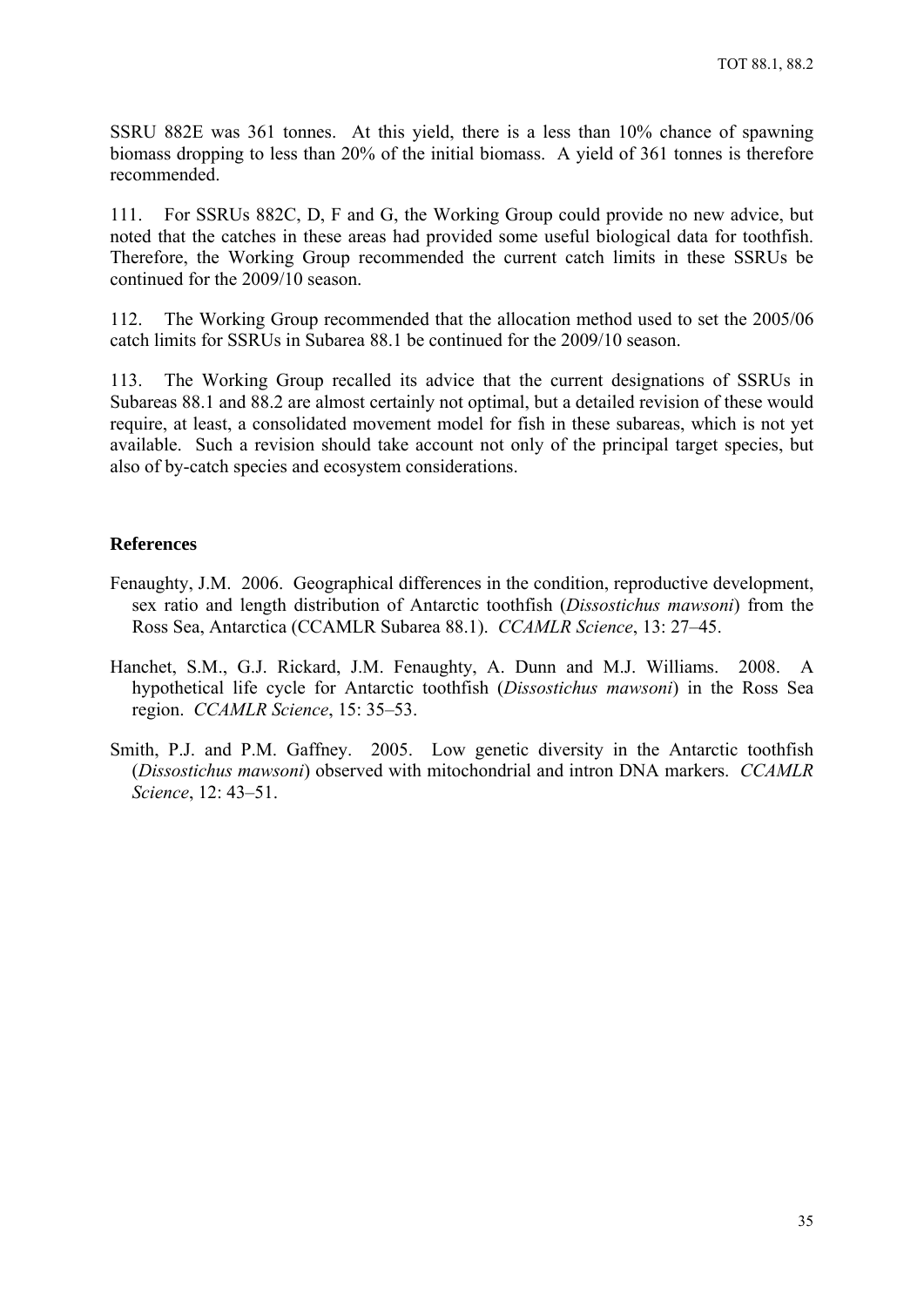SSRU 882E was 361 tonnes. At this yield, there is a less than 10% chance of spawning biomass dropping to less than 20% of the initial biomass. A yield of 361 tonnes is therefore recommended.

111. For SSRUs 882C, D, F and G, the Working Group could provide no new advice, but noted that the catches in these areas had provided some useful biological data for toothfish. Therefore, the Working Group recommended the current catch limits in these SSRUs be continued for the 2009/10 season.

112. The Working Group recommended that the allocation method used to set the 2005/06 catch limits for SSRUs in Subarea 88.1 be continued for the 2009/10 season.

113. The Working Group recalled its advice that the current designations of SSRUs in Subareas 88.1 and 88.2 are almost certainly not optimal, but a detailed revision of these would require, at least, a consolidated movement model for fish in these subareas, which is not yet available. Such a revision should take account not only of the principal target species, but also of by-catch species and ecosystem considerations.

## References

Fenaughty, J.M. 2006. Geographical differences in the condition, reproductive development, sex ratio and length distribution of Antarctic toothfish (*Dissostichus mawsoni*) from the Ross Sea, Antarctica (CCAMLR Subarea 88.1). *CCAMLR Science*, 13: 27–45.

Hanchet, S.M., G.J. Rickard, J.M. Fenaughty, A. Dunn and M.J. Williams. 2008. A hypothetical life cycle for Antarctic toothfish (*Dissostichus mawsoni*) in the Ross Sea region. *CCAMLR Science*, 15: 35–53.

Smith, P.J. and P.M. Gaffney. 2005. Low genetic diversity in the Antarctic toothfish (*Dissostichus mawsoni*) observed with mitochondrial and intron DNA markers. *CCAMLR Science*, 12: 43–51.